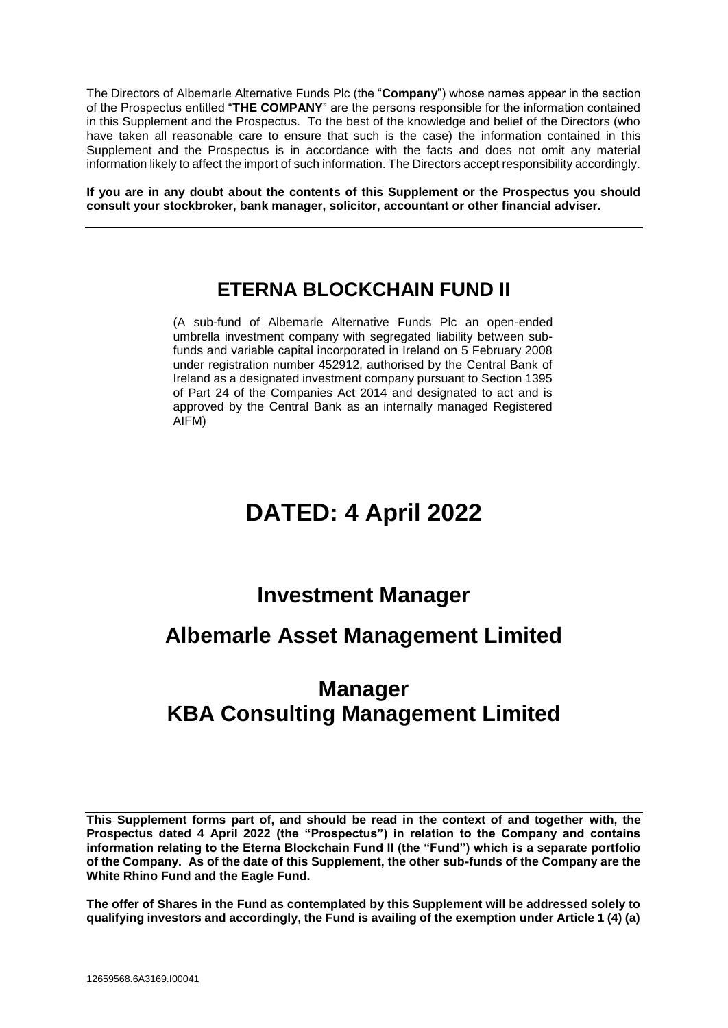The Directors of Albemarle Alternative Funds Plc (the "**Company**") whose names appear in the section of the Prospectus entitled "**THE COMPANY**" are the persons responsible for the information contained in this Supplement and the Prospectus. To the best of the knowledge and belief of the Directors (who have taken all reasonable care to ensure that such is the case) the information contained in this Supplement and the Prospectus is in accordance with the facts and does not omit any material information likely to affect the import of such information. The Directors accept responsibility accordingly.

**If you are in any doubt about the contents of this Supplement or the Prospectus you should consult your stockbroker, bank manager, solicitor, accountant or other financial adviser.**

---

## ETERNA BLOCKCHAIN FUND II

(A sub-fund of Albemarle Alternative Funds Plc an open-ended umbrella investment company with segregated liability between sub-funds and variable capital incorporated in Ireland on 5 February 2008 under registration number 452912, authorised by the Central Bank of Ireland as a designated investment company pursuant to Section 1395 of Part 24 of the Companies Act 2014 and designated to act and is approved by the Central Bank as an internally managed Registered AIFM)

# DATED: 4 April 2022

## Investment Manager

## Albemarle Asset Management Limited

## Manager
## KBA Consulting Management Limited

---

**This Supplement forms part of, and should be read in the context of and together with, the Prospectus dated 4 April 2022 (the "Prospectus") in relation to the Company and contains information relating to the Eterna Blockchain Fund II (the "Fund") which is a separate portfolio of the Company. As of the date of this Supplement, the other sub-funds of the Company are the White Rhino Fund and the Eagle Fund.**

**The offer of Shares in the Fund as contemplated by this Supplement will be addressed solely to qualifying investors and accordingly, the Fund is availing of the exemption under Article 1 (4) (a)**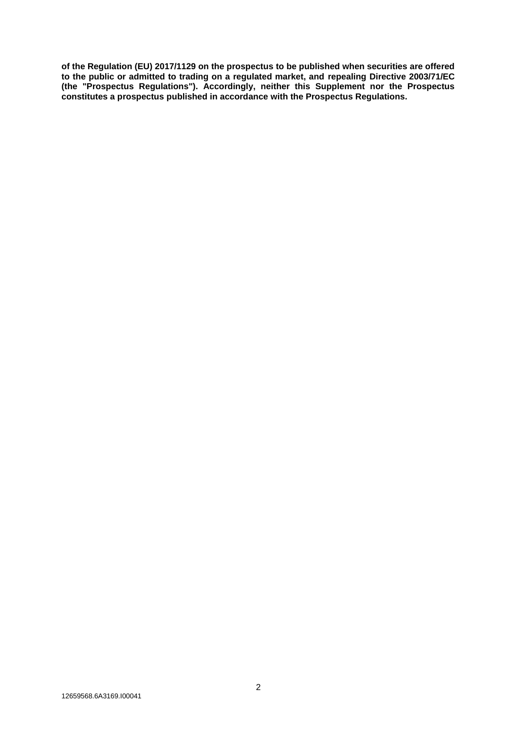**of the Regulation (EU) 2017/1129 on the prospectus to be published when securities are offered to the public or admitted to trading on a regulated market, and repealing Directive 2003/71/EC (the "Prospectus Regulations"). Accordingly, neither this Supplement nor the Prospectus constitutes a prospectus published in accordance with the Prospectus Regulations.**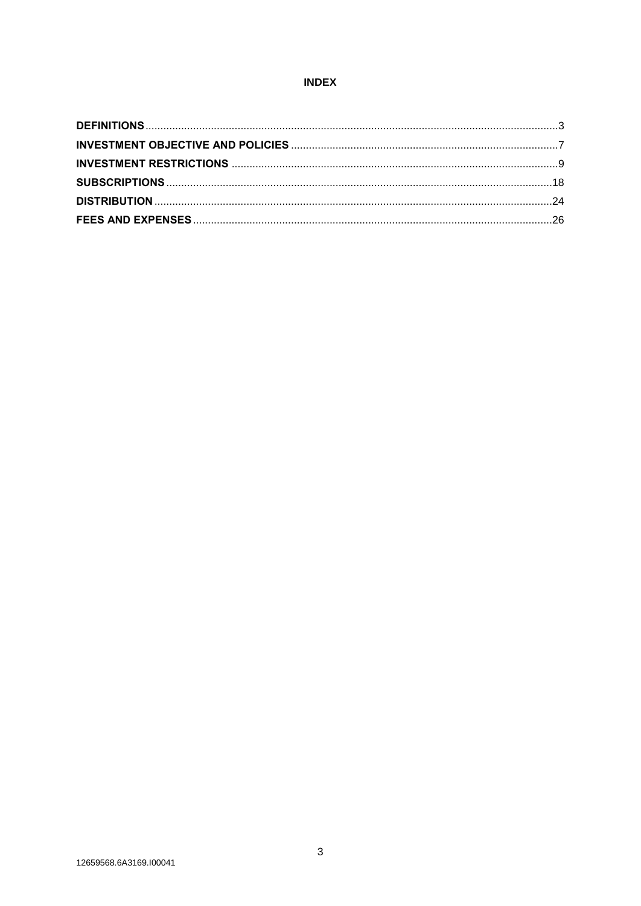# INDEX

**DEFINITIONS** .......... 3
**INVESTMENT OBJECTIVE AND POLICIES** .......... 7
**INVESTMENT RESTRICTIONS** .......... 9
**SUBSCRIPTIONS** .......... 18
**DISTRIBUTION** .......... 24
**FEES AND EXPENSES** .......... 26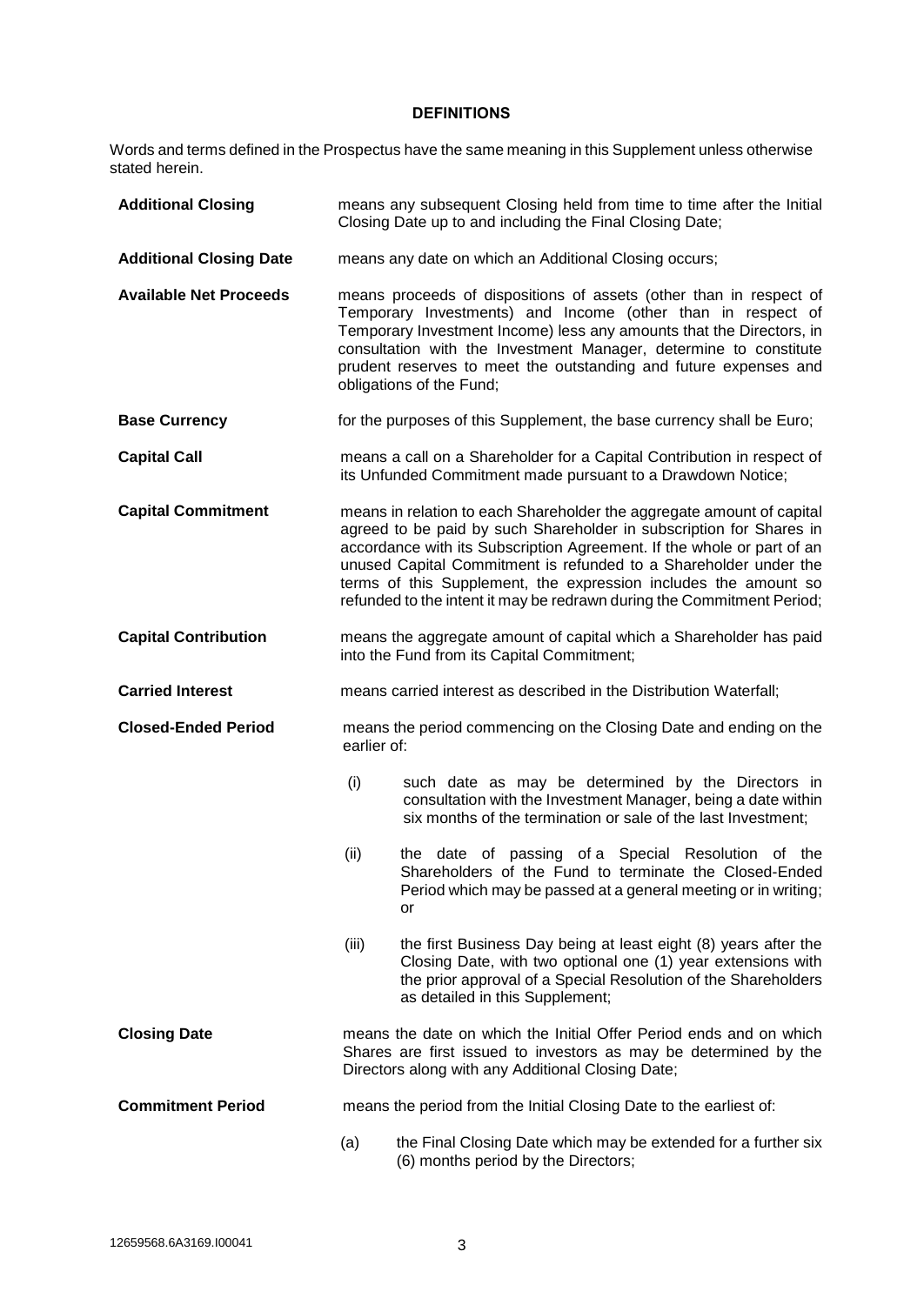## DEFINITIONS

Words and terms defined in the Prospectus have the same meaning in this Supplement unless otherwise stated herein.

**Additional Closing** means any subsequent Closing held from time to time after the Initial Closing Date up to and including the Final Closing Date;

**Additional Closing Date** means any date on which an Additional Closing occurs;

**Available Net Proceeds** means proceeds of dispositions of assets (other than in respect of Temporary Investments) and Income (other than in respect of Temporary Investment Income) less any amounts that the Directors, in consultation with the Investment Manager, determine to constitute prudent reserves to meet the outstanding and future expenses and obligations of the Fund;

**Base Currency** for the purposes of this Supplement, the base currency shall be Euro;

**Capital Call** means a call on a Shareholder for a Capital Contribution in respect of its Unfunded Commitment made pursuant to a Drawdown Notice;

**Capital Commitment** means in relation to each Shareholder the aggregate amount of capital agreed to be paid by such Shareholder in subscription for Shares in accordance with its Subscription Agreement. If the whole or part of an unused Capital Commitment is refunded to a Shareholder under the terms of this Supplement, the expression includes the amount so refunded to the intent it may be redrawn during the Commitment Period;

**Capital Contribution** means the aggregate amount of capital which a Shareholder has paid into the Fund from its Capital Commitment;

**Carried Interest** means carried interest as described in the Distribution Waterfall;

**Closed-Ended Period** means the period commencing on the Closing Date and ending on the earlier of:

(i) such date as may be determined by the Directors in consultation with the Investment Manager, being a date within six months of the termination or sale of the last Investment;

(ii) the date of passing of a Special Resolution of the Shareholders of the Fund to terminate the Closed-Ended Period which may be passed at a general meeting or in writing; or

(iii) the first Business Day being at least eight (8) years after the Closing Date, with two optional one (1) year extensions with the prior approval of a Special Resolution of the Shareholders as detailed in this Supplement;

**Closing Date** means the date on which the Initial Offer Period ends and on which Shares are first issued to investors as may be determined by the Directors along with any Additional Closing Date;

**Commitment Period** means the period from the Initial Closing Date to the earliest of:

(a) the Final Closing Date which may be extended for a further six (6) months period by the Directors;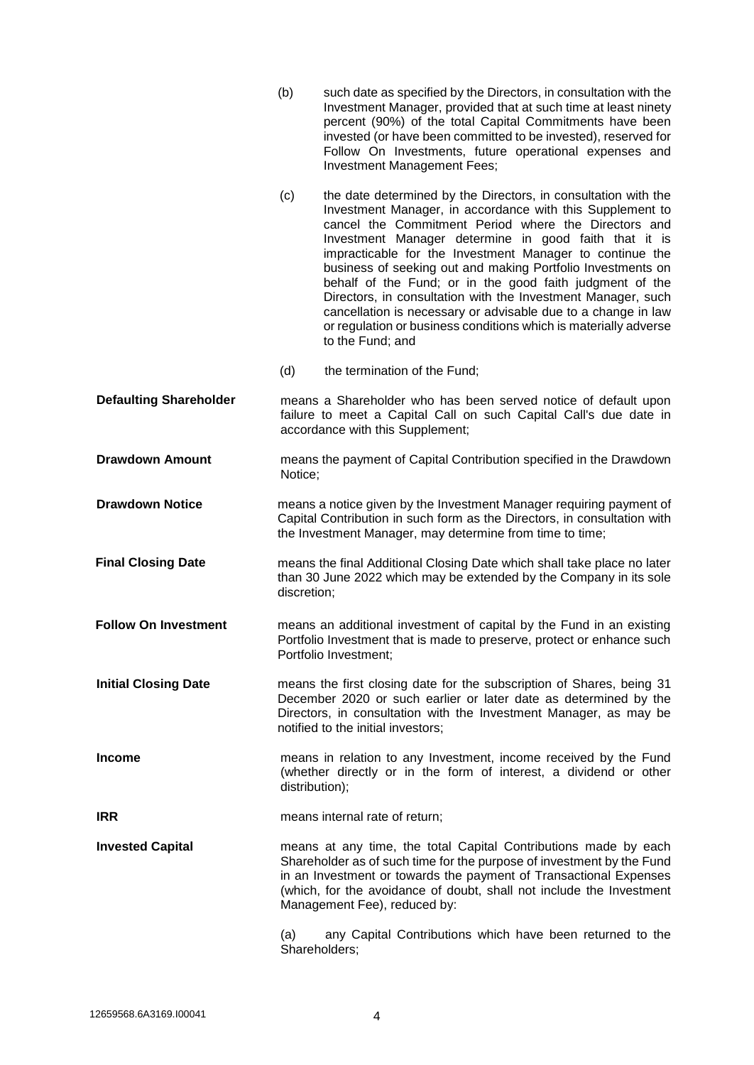(b) such date as specified by the Directors, in consultation with the Investment Manager, provided that at such time at least ninety percent (90%) of the total Capital Commitments have been invested (or have been committed to be invested), reserved for Follow On Investments, future operational expenses and Investment Management Fees;

(c) the date determined by the Directors, in consultation with the Investment Manager, in accordance with this Supplement to cancel the Commitment Period where the Directors and Investment Manager determine in good faith that it is impracticable for the Investment Manager to continue the business of seeking out and making Portfolio Investments on behalf of the Fund; or in the good faith judgment of the Directors, in consultation with the Investment Manager, such cancellation is necessary or advisable due to a change in law or regulation or business conditions which is materially adverse to the Fund; and

(d) the termination of the Fund;

**Defaulting Shareholder** means a Shareholder who has been served notice of default upon failure to meet a Capital Call on such Capital Call's due date in accordance with this Supplement;

**Drawdown Amount** means the payment of Capital Contribution specified in the Drawdown Notice;

**Drawdown Notice** means a notice given by the Investment Manager requiring payment of Capital Contribution in such form as the Directors, in consultation with the Investment Manager, may determine from time to time;

**Final Closing Date** means the final Additional Closing Date which shall take place no later than 30 June 2022 which may be extended by the Company in its sole discretion;

**Follow On Investment** means an additional investment of capital by the Fund in an existing Portfolio Investment that is made to preserve, protect or enhance such Portfolio Investment;

**Initial Closing Date** means the first closing date for the subscription of Shares, being 31 December 2020 or such earlier or later date as determined by the Directors, in consultation with the Investment Manager, as may be notified to the initial investors;

**Income** means in relation to any Investment, income received by the Fund (whether directly or in the form of interest, a dividend or other distribution);

**IRR** means internal rate of return;

**Invested Capital** means at any time, the total Capital Contributions made by each Shareholder as of such time for the purpose of investment by the Fund in an Investment or towards the payment of Transactional Expenses (which, for the avoidance of doubt, shall not include the Investment Management Fee), reduced by:

(a) any Capital Contributions which have been returned to the Shareholders;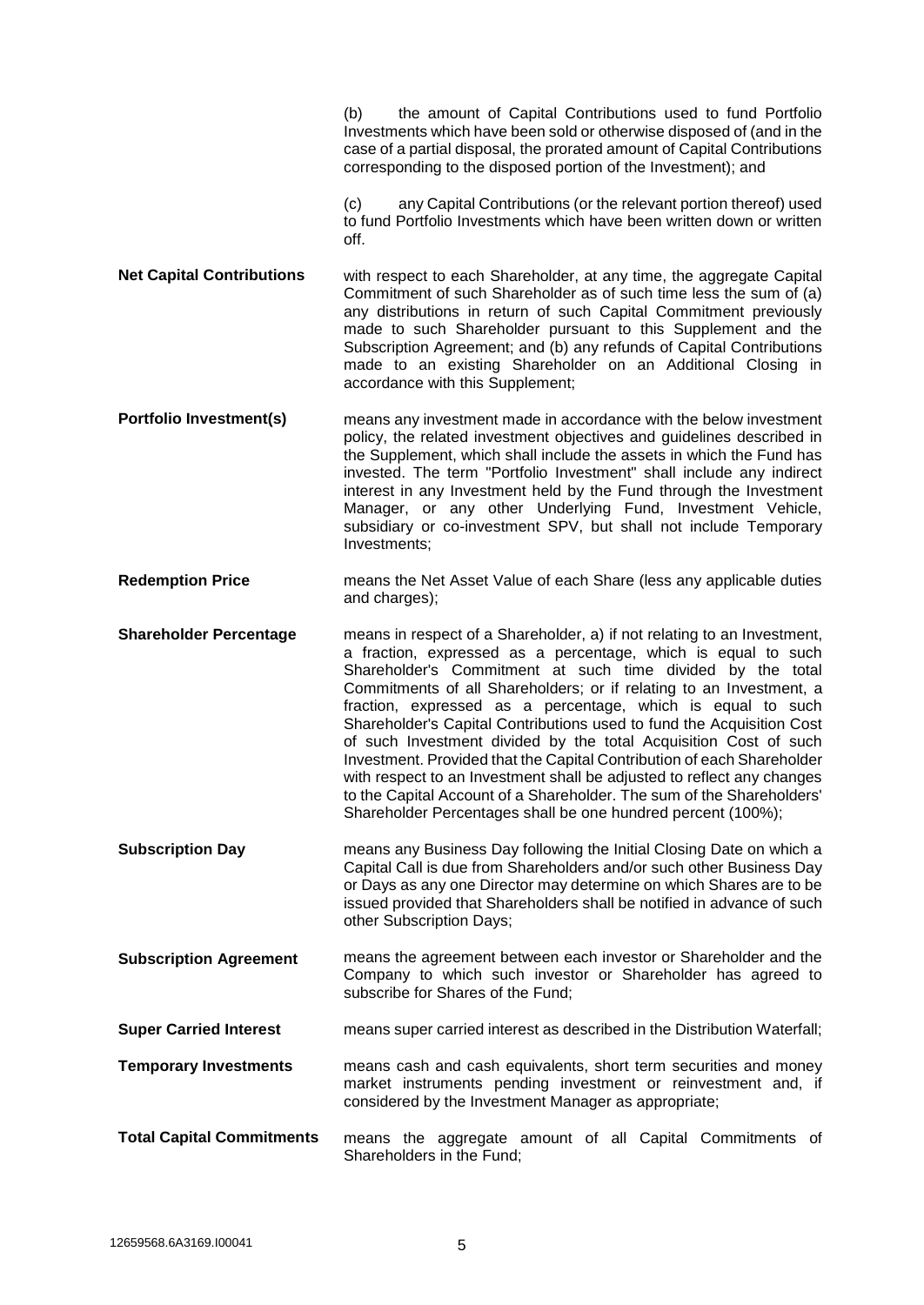(b) the amount of Capital Contributions used to fund Portfolio Investments which have been sold or otherwise disposed of (and in the case of a partial disposal, the prorated amount of Capital Contributions corresponding to the disposed portion of the Investment); and

(c) any Capital Contributions (or the relevant portion thereof) used to fund Portfolio Investments which have been written down or written off.

**Net Capital Contributions** with respect to each Shareholder, at any time, the aggregate Capital Commitment of such Shareholder as of such time less the sum of (a) any distributions in return of such Capital Commitment previously made to such Shareholder pursuant to this Supplement and the Subscription Agreement; and (b) any refunds of Capital Contributions made to an existing Shareholder on an Additional Closing in accordance with this Supplement;

**Portfolio Investment(s)** means any investment made in accordance with the below investment policy, the related investment objectives and guidelines described in the Supplement, which shall include the assets in which the Fund has invested. The term "Portfolio Investment" shall include any indirect interest in any Investment held by the Fund through the Investment Manager, or any other Underlying Fund, Investment Vehicle, subsidiary or co-investment SPV, but shall not include Temporary Investments;

**Redemption Price** means the Net Asset Value of each Share (less any applicable duties and charges);

**Shareholder Percentage** means in respect of a Shareholder, a) if not relating to an Investment, a fraction, expressed as a percentage, which is equal to such Shareholder's Commitment at such time divided by the total Commitments of all Shareholders; or if relating to an Investment, a fraction, expressed as a percentage, which is equal to such Shareholder's Capital Contributions used to fund the Acquisition Cost of such Investment divided by the total Acquisition Cost of such Investment. Provided that the Capital Contribution of each Shareholder with respect to an Investment shall be adjusted to reflect any changes to the Capital Account of a Shareholder. The sum of the Shareholders' Shareholder Percentages shall be one hundred percent (100%);

**Subscription Day** means any Business Day following the Initial Closing Date on which a Capital Call is due from Shareholders and/or such other Business Day or Days as any one Director may determine on which Shares are to be issued provided that Shareholders shall be notified in advance of such other Subscription Days;

**Subscription Agreement** means the agreement between each investor or Shareholder and the Company to which such investor or Shareholder has agreed to subscribe for Shares of the Fund;

**Super Carried Interest** means super carried interest as described in the Distribution Waterfall;

**Temporary Investments** means cash and cash equivalents, short term securities and money market instruments pending investment or reinvestment and, if considered by the Investment Manager as appropriate;

**Total Capital Commitments** means the aggregate amount of all Capital Commitments of Shareholders in the Fund;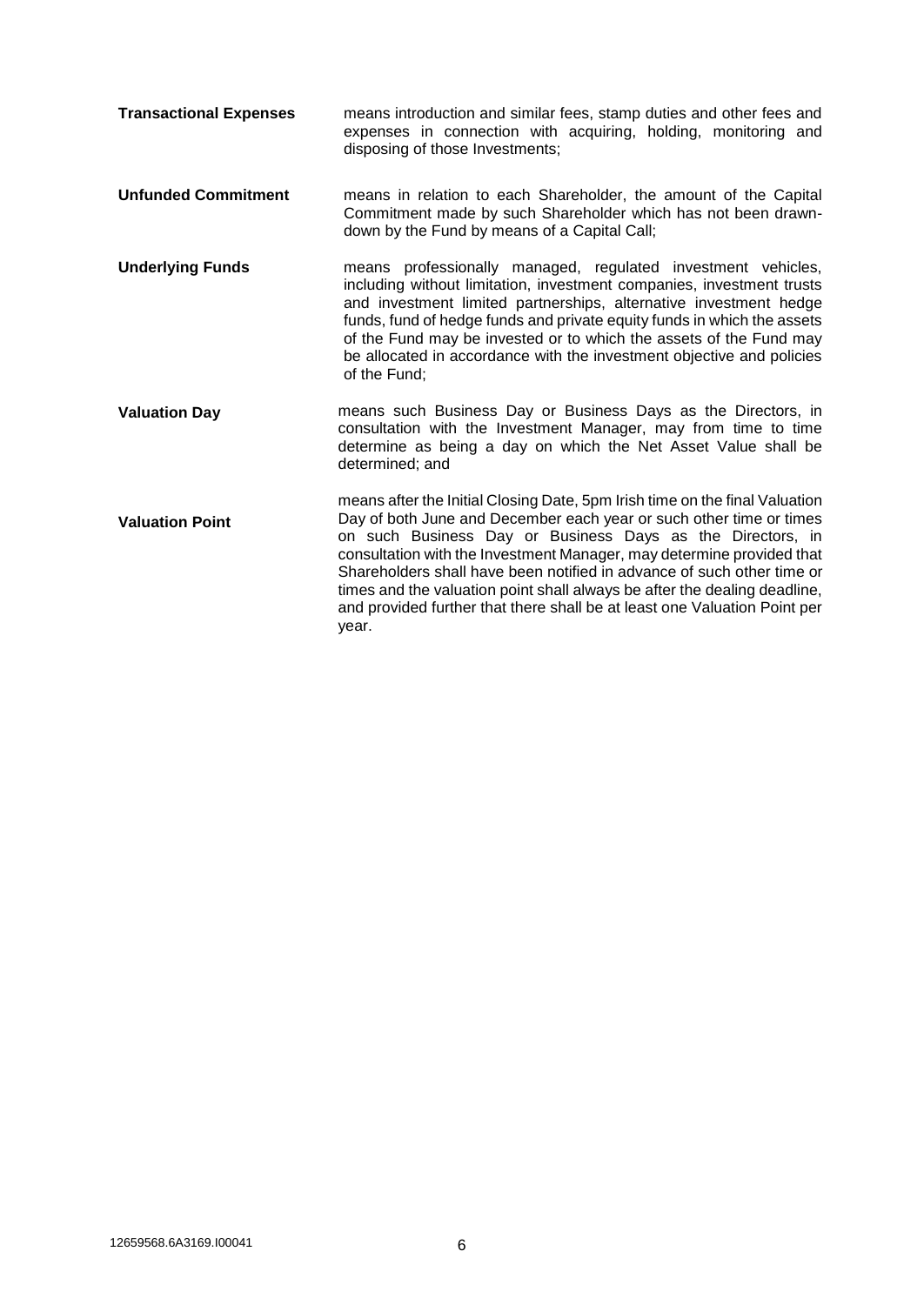**Transactional Expenses** means introduction and similar fees, stamp duties and other fees and expenses in connection with acquiring, holding, monitoring and disposing of those Investments;

**Unfunded Commitment** means in relation to each Shareholder, the amount of the Capital Commitment made by such Shareholder which has not been drawn-down by the Fund by means of a Capital Call;

**Underlying Funds** means professionally managed, regulated investment vehicles, including without limitation, investment companies, investment trusts and investment limited partnerships, alternative investment hedge funds, fund of hedge funds and private equity funds in which the assets of the Fund may be invested or to which the assets of the Fund may be allocated in accordance with the investment objective and policies of the Fund;

**Valuation Day** means such Business Day or Business Days as the Directors, in consultation with the Investment Manager, may from time to time determine as being a day on which the Net Asset Value shall be determined; and

**Valuation Point** means after the Initial Closing Date, 5pm Irish time on the final Valuation Day of both June and December each year or such other time or times on such Business Day or Business Days as the Directors, in consultation with the Investment Manager, may determine provided that Shareholders shall have been notified in advance of such other time or times and the valuation point shall always be after the dealing deadline, and provided further that there shall be at least one Valuation Point per year.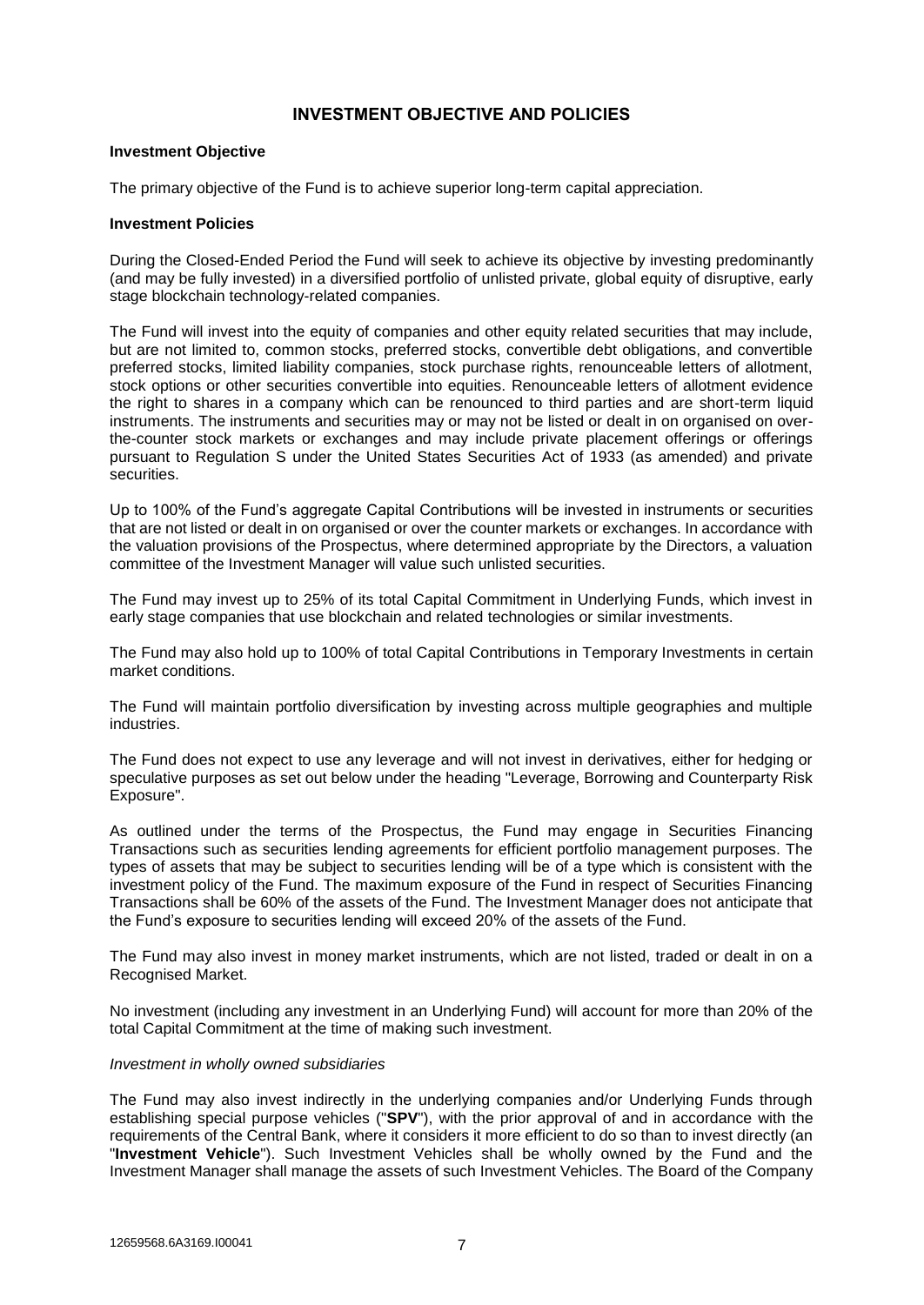## INVESTMENT OBJECTIVE AND POLICIES

**Investment Objective**

The primary objective of the Fund is to achieve superior long-term capital appreciation.

**Investment Policies**

During the Closed-Ended Period the Fund will seek to achieve its objective by investing predominantly (and may be fully invested) in a diversified portfolio of unlisted private, global equity of disruptive, early stage blockchain technology-related companies.

The Fund will invest into the equity of companies and other equity related securities that may include, but are not limited to, common stocks, preferred stocks, convertible debt obligations, and convertible preferred stocks, limited liability companies, stock purchase rights, renounceable letters of allotment, stock options or other securities convertible into equities. Renounceable letters of allotment evidence the right to shares in a company which can be renounced to third parties and are short-term liquid instruments. The instruments and securities may or may not be listed or dealt in on organised on over-the-counter stock markets or exchanges and may include private placement offerings or offerings pursuant to Regulation S under the United States Securities Act of 1933 (as amended) and private securities.

Up to 100% of the Fund's aggregate Capital Contributions will be invested in instruments or securities that are not listed or dealt in on organised or over the counter markets or exchanges. In accordance with the valuation provisions of the Prospectus, where determined appropriate by the Directors, a valuation committee of the Investment Manager will value such unlisted securities.

The Fund may invest up to 25% of its total Capital Commitment in Underlying Funds, which invest in early stage companies that use blockchain and related technologies or similar investments.

The Fund may also hold up to 100% of total Capital Contributions in Temporary Investments in certain market conditions.

The Fund will maintain portfolio diversification by investing across multiple geographies and multiple industries.

The Fund does not expect to use any leverage and will not invest in derivatives, either for hedging or speculative purposes as set out below under the heading "Leverage, Borrowing and Counterparty Risk Exposure".

As outlined under the terms of the Prospectus, the Fund may engage in Securities Financing Transactions such as securities lending agreements for efficient portfolio management purposes. The types of assets that may be subject to securities lending will be of a type which is consistent with the investment policy of the Fund. The maximum exposure of the Fund in respect of Securities Financing Transactions shall be 60% of the assets of the Fund. The Investment Manager does not anticipate that the Fund's exposure to securities lending will exceed 20% of the assets of the Fund.

The Fund may also invest in money market instruments, which are not listed, traded or dealt in on a Recognised Market.

No investment (including any investment in an Underlying Fund) will account for more than 20% of the total Capital Commitment at the time of making such investment.

*Investment in wholly owned subsidiaries*

The Fund may also invest indirectly in the underlying companies and/or Underlying Funds through establishing special purpose vehicles ("**SPV**"), with the prior approval of and in accordance with the requirements of the Central Bank, where it considers it more efficient to do so than to invest directly (an "**Investment Vehicle**"). Such Investment Vehicles shall be wholly owned by the Fund and the Investment Manager shall manage the assets of such Investment Vehicles. The Board of the Company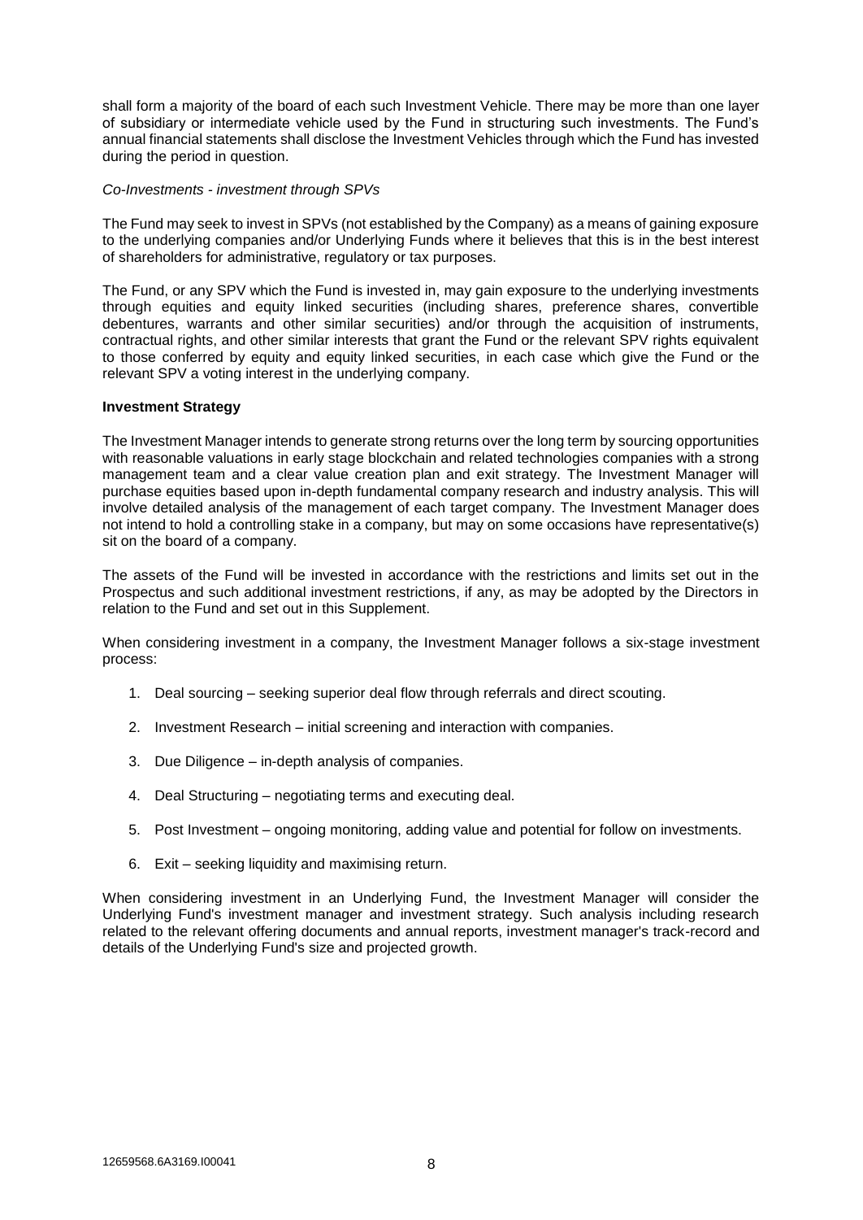shall form a majority of the board of each such Investment Vehicle. There may be more than one layer of subsidiary or intermediate vehicle used by the Fund in structuring such investments. The Fund's annual financial statements shall disclose the Investment Vehicles through which the Fund has invested during the period in question.

*Co-Investments - investment through SPVs*

The Fund may seek to invest in SPVs (not established by the Company) as a means of gaining exposure to the underlying companies and/or Underlying Funds where it believes that this is in the best interest of shareholders for administrative, regulatory or tax purposes.

The Fund, or any SPV which the Fund is invested in, may gain exposure to the underlying investments through equities and equity linked securities (including shares, preference shares, convertible debentures, warrants and other similar securities) and/or through the acquisition of instruments, contractual rights, and other similar interests that grant the Fund or the relevant SPV rights equivalent to those conferred by equity and equity linked securities, in each case which give the Fund or the relevant SPV a voting interest in the underlying company.

**Investment Strategy**

The Investment Manager intends to generate strong returns over the long term by sourcing opportunities with reasonable valuations in early stage blockchain and related technologies companies with a strong management team and a clear value creation plan and exit strategy. The Investment Manager will purchase equities based upon in-depth fundamental company research and industry analysis. This will involve detailed analysis of the management of each target company. The Investment Manager does not intend to hold a controlling stake in a company, but may on some occasions have representative(s) sit on the board of a company.

The assets of the Fund will be invested in accordance with the restrictions and limits set out in the Prospectus and such additional investment restrictions, if any, as may be adopted by the Directors in relation to the Fund and set out in this Supplement.

When considering investment in a company, the Investment Manager follows a six-stage investment process:

1. Deal sourcing – seeking superior deal flow through referrals and direct scouting.
2. Investment Research – initial screening and interaction with companies.
3. Due Diligence – in-depth analysis of companies.
4. Deal Structuring – negotiating terms and executing deal.
5. Post Investment – ongoing monitoring, adding value and potential for follow on investments.
6. Exit – seeking liquidity and maximising return.

When considering investment in an Underlying Fund, the Investment Manager will consider the Underlying Fund's investment manager and investment strategy. Such analysis including research related to the relevant offering documents and annual reports, investment manager's track-record and details of the Underlying Fund's size and projected growth.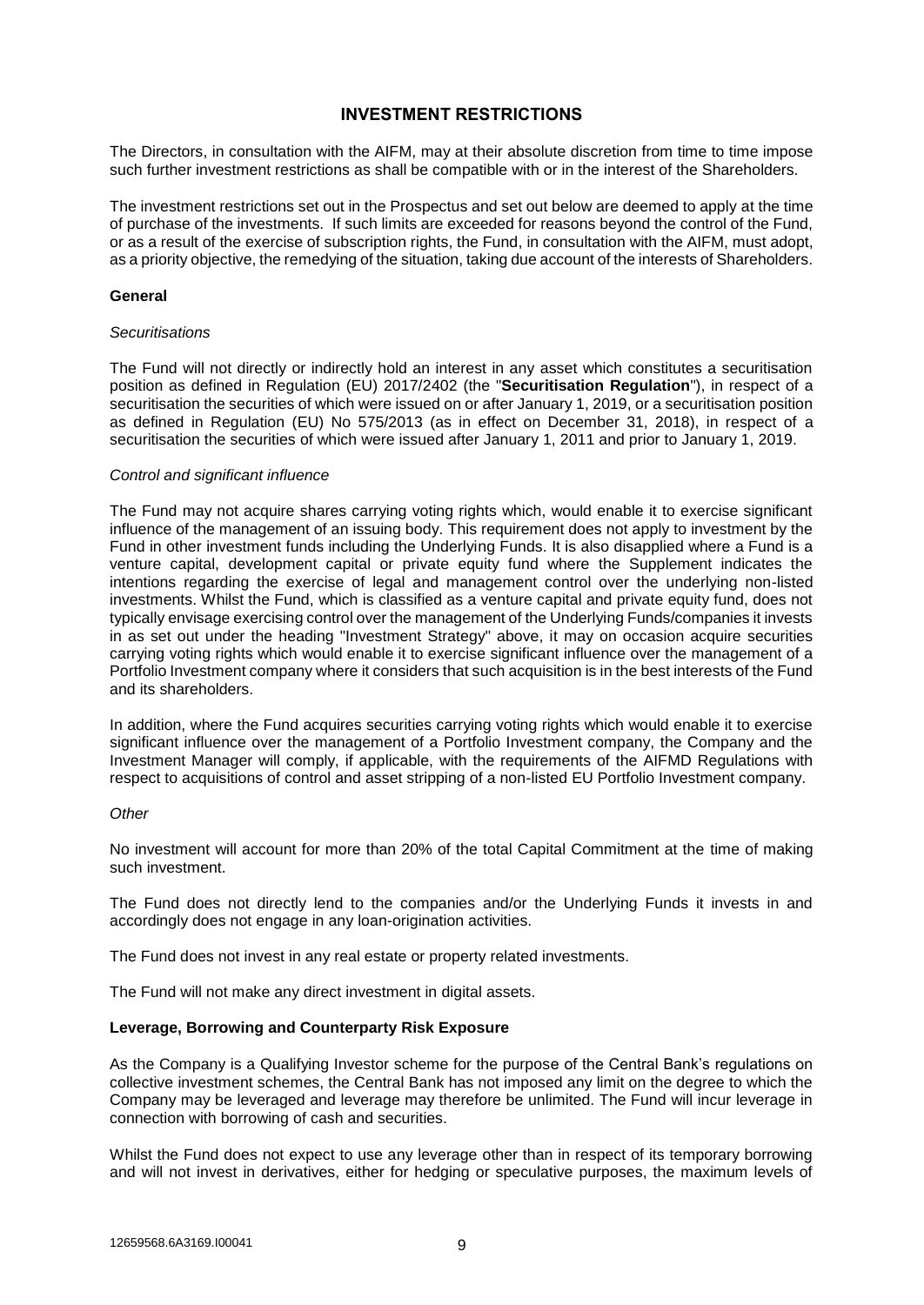## INVESTMENT RESTRICTIONS

The Directors, in consultation with the AIFM, may at their absolute discretion from time to time impose such further investment restrictions as shall be compatible with or in the interest of the Shareholders.

The investment restrictions set out in the Prospectus and set out below are deemed to apply at the time of purchase of the investments. If such limits are exceeded for reasons beyond the control of the Fund, or as a result of the exercise of subscription rights, the Fund, in consultation with the AIFM, must adopt, as a priority objective, the remedying of the situation, taking due account of the interests of Shareholders.

### General

*Securitisations*

The Fund will not directly or indirectly hold an interest in any asset which constitutes a securitisation position as defined in Regulation (EU) 2017/2402 (the "**Securitisation Regulation**"), in respect of a securitisation the securities of which were issued on or after January 1, 2019, or a securitisation position as defined in Regulation (EU) No 575/2013 (as in effect on December 31, 2018), in respect of a securitisation the securities of which were issued after January 1, 2011 and prior to January 1, 2019.

*Control and significant influence*

The Fund may not acquire shares carrying voting rights which, would enable it to exercise significant influence of the management of an issuing body. This requirement does not apply to investment by the Fund in other investment funds including the Underlying Funds. It is also disapplied where a Fund is a venture capital, development capital or private equity fund where the Supplement indicates the intentions regarding the exercise of legal and management control over the underlying non-listed investments. Whilst the Fund, which is classified as a venture capital and private equity fund, does not typically envisage exercising control over the management of the Underlying Funds/companies it invests in as set out under the heading "Investment Strategy" above, it may on occasion acquire securities carrying voting rights which would enable it to exercise significant influence over the management of a Portfolio Investment company where it considers that such acquisition is in the best interests of the Fund and its shareholders.

In addition, where the Fund acquires securities carrying voting rights which would enable it to exercise significant influence over the management of a Portfolio Investment company, the Company and the Investment Manager will comply, if applicable, with the requirements of the AIFMD Regulations with respect to acquisitions of control and asset stripping of a non-listed EU Portfolio Investment company.

*Other*

No investment will account for more than 20% of the total Capital Commitment at the time of making such investment.

The Fund does not directly lend to the companies and/or the Underlying Funds it invests in and accordingly does not engage in any loan-origination activities.

The Fund does not invest in any real estate or property related investments.

The Fund will not make any direct investment in digital assets.

### Leverage, Borrowing and Counterparty Risk Exposure

As the Company is a Qualifying Investor scheme for the purpose of the Central Bank's regulations on collective investment schemes, the Central Bank has not imposed any limit on the degree to which the Company may be leveraged and leverage may therefore be unlimited. The Fund will incur leverage in connection with borrowing of cash and securities.

Whilst the Fund does not expect to use any leverage other than in respect of its temporary borrowing and will not invest in derivatives, either for hedging or speculative purposes, the maximum levels of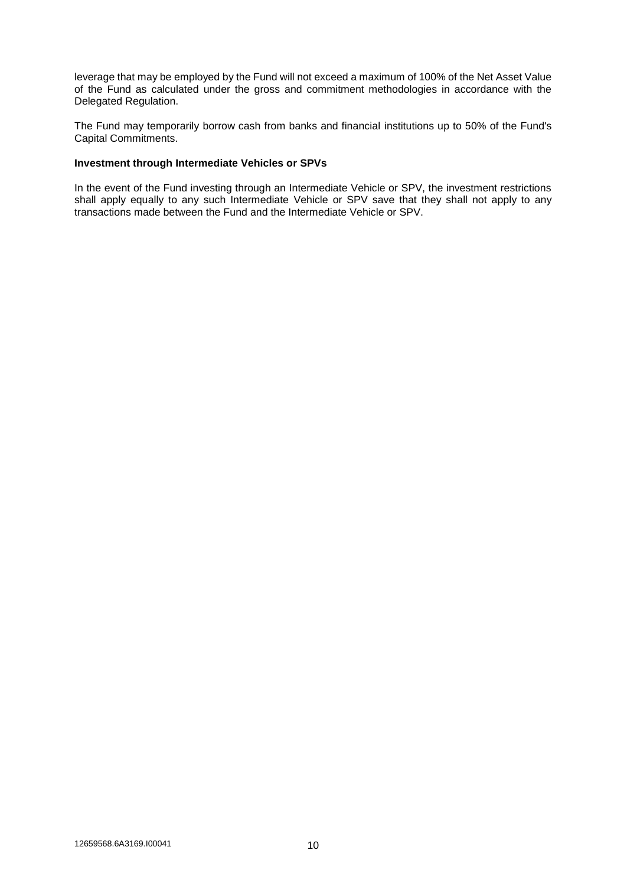leverage that may be employed by the Fund will not exceed a maximum of 100% of the Net Asset Value of the Fund as calculated under the gross and commitment methodologies in accordance with the Delegated Regulation.

The Fund may temporarily borrow cash from banks and financial institutions up to 50% of the Fund's Capital Commitments.

**Investment through Intermediate Vehicles or SPVs**

In the event of the Fund investing through an Intermediate Vehicle or SPV, the investment restrictions shall apply equally to any such Intermediate Vehicle or SPV save that they shall not apply to any transactions made between the Fund and the Intermediate Vehicle or SPV.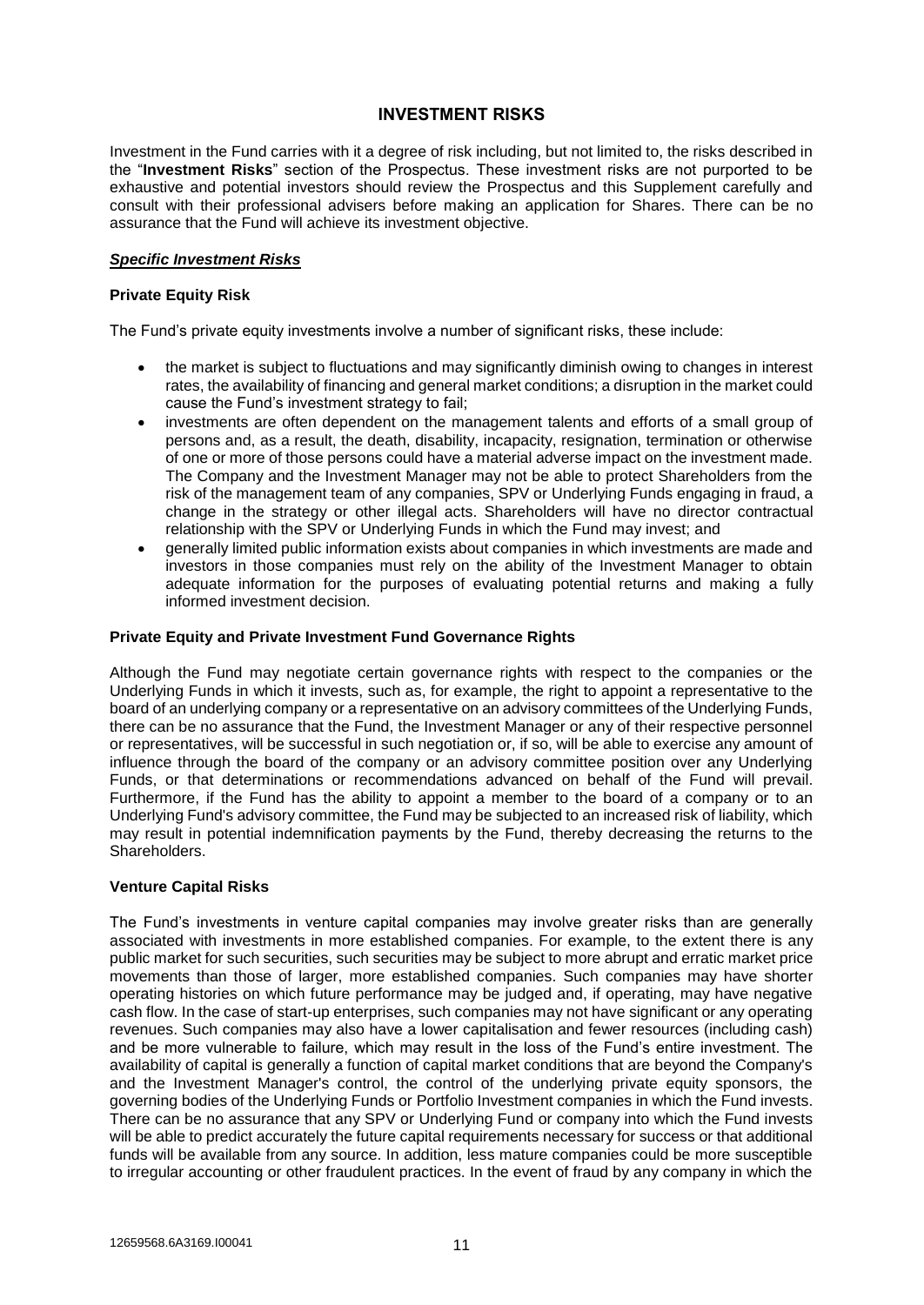# INVESTMENT RISKS

Investment in the Fund carries with it a degree of risk including, but not limited to, the risks described in the "**Investment Risks**" section of the Prospectus. These investment risks are not purported to be exhaustive and potential investors should review the Prospectus and this Supplement carefully and consult with their professional advisers before making an application for Shares. There can be no assurance that the Fund will achieve its investment objective.

***Specific Investment Risks***

**Private Equity Risk**

The Fund's private equity investments involve a number of significant risks, these include:

- the market is subject to fluctuations and may significantly diminish owing to changes in interest rates, the availability of financing and general market conditions; a disruption in the market could cause the Fund's investment strategy to fail;
- investments are often dependent on the management talents and efforts of a small group of persons and, as a result, the death, disability, incapacity, resignation, termination or otherwise of one or more of those persons could have a material adverse impact on the investment made. The Company and the Investment Manager may not be able to protect Shareholders from the risk of the management team of any companies, SPV or Underlying Funds engaging in fraud, a change in the strategy or other illegal acts. Shareholders will have no director contractual relationship with the SPV or Underlying Funds in which the Fund may invest; and
- generally limited public information exists about companies in which investments are made and investors in those companies must rely on the ability of the Investment Manager to obtain adequate information for the purposes of evaluating potential returns and making a fully informed investment decision.

**Private Equity and Private Investment Fund Governance Rights**

Although the Fund may negotiate certain governance rights with respect to the companies or the Underlying Funds in which it invests, such as, for example, the right to appoint a representative to the board of an underlying company or a representative on an advisory committees of the Underlying Funds, there can be no assurance that the Fund, the Investment Manager or any of their respective personnel or representatives, will be successful in such negotiation or, if so, will be able to exercise any amount of influence through the board of the company or an advisory committee position over any Underlying Funds, or that determinations or recommendations advanced on behalf of the Fund will prevail. Furthermore, if the Fund has the ability to appoint a member to the board of a company or to an Underlying Fund's advisory committee, the Fund may be subjected to an increased risk of liability, which may result in potential indemnification payments by the Fund, thereby decreasing the returns to the Shareholders.

**Venture Capital Risks**

The Fund's investments in venture capital companies may involve greater risks than are generally associated with investments in more established companies. For example, to the extent there is any public market for such securities, such securities may be subject to more abrupt and erratic market price movements than those of larger, more established companies. Such companies may have shorter operating histories on which future performance may be judged and, if operating, may have negative cash flow. In the case of start-up enterprises, such companies may not have significant or any operating revenues. Such companies may also have a lower capitalisation and fewer resources (including cash) and be more vulnerable to failure, which may result in the loss of the Fund's entire investment. The availability of capital is generally a function of capital market conditions that are beyond the Company's and the Investment Manager's control, the control of the underlying private equity sponsors, the governing bodies of the Underlying Funds or Portfolio Investment companies in which the Fund invests. There can be no assurance that any SPV or Underlying Fund or company into which the Fund invests will be able to predict accurately the future capital requirements necessary for success or that additional funds will be available from any source. In addition, less mature companies could be more susceptible to irregular accounting or other fraudulent practices. In the event of fraud by any company in which the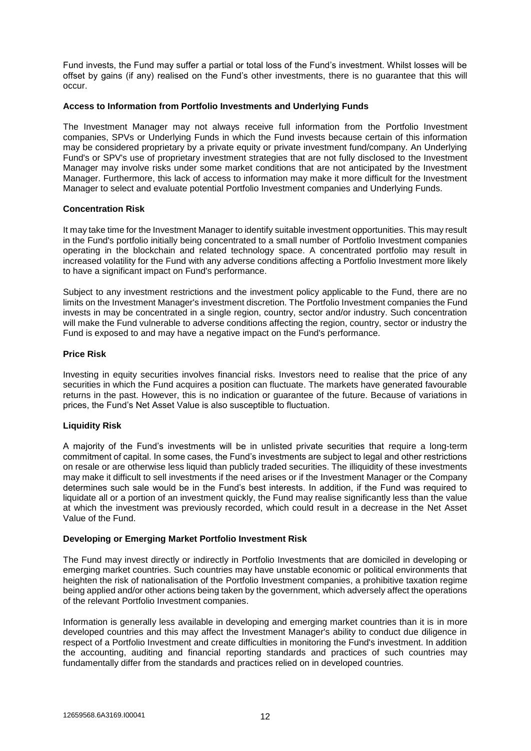Fund invests, the Fund may suffer a partial or total loss of the Fund's investment. Whilst losses will be offset by gains (if any) realised on the Fund's other investments, there is no guarantee that this will occur.

**Access to Information from Portfolio Investments and Underlying Funds**

The Investment Manager may not always receive full information from the Portfolio Investment companies, SPVs or Underlying Funds in which the Fund invests because certain of this information may be considered proprietary by a private equity or private investment fund/company. An Underlying Fund's or SPV's use of proprietary investment strategies that are not fully disclosed to the Investment Manager may involve risks under some market conditions that are not anticipated by the Investment Manager. Furthermore, this lack of access to information may make it more difficult for the Investment Manager to select and evaluate potential Portfolio Investment companies and Underlying Funds.

**Concentration Risk**

It may take time for the Investment Manager to identify suitable investment opportunities. This may result in the Fund's portfolio initially being concentrated to a small number of Portfolio Investment companies operating in the blockchain and related technology space. A concentrated portfolio may result in increased volatility for the Fund with any adverse conditions affecting a Portfolio Investment more likely to have a significant impact on Fund's performance.

Subject to any investment restrictions and the investment policy applicable to the Fund, there are no limits on the Investment Manager's investment discretion. The Portfolio Investment companies the Fund invests in may be concentrated in a single region, country, sector and/or industry. Such concentration will make the Fund vulnerable to adverse conditions affecting the region, country, sector or industry the Fund is exposed to and may have a negative impact on the Fund's performance.

**Price Risk**

Investing in equity securities involves financial risks. Investors need to realise that the price of any securities in which the Fund acquires a position can fluctuate. The markets have generated favourable returns in the past. However, this is no indication or guarantee of the future. Because of variations in prices, the Fund's Net Asset Value is also susceptible to fluctuation.

**Liquidity Risk**

A majority of the Fund's investments will be in unlisted private securities that require a long-term commitment of capital. In some cases, the Fund's investments are subject to legal and other restrictions on resale or are otherwise less liquid than publicly traded securities. The illiquidity of these investments may make it difficult to sell investments if the need arises or if the Investment Manager or the Company determines such sale would be in the Fund's best interests. In addition, if the Fund was required to liquidate all or a portion of an investment quickly, the Fund may realise significantly less than the value at which the investment was previously recorded, which could result in a decrease in the Net Asset Value of the Fund.

**Developing or Emerging Market Portfolio Investment Risk**

The Fund may invest directly or indirectly in Portfolio Investments that are domiciled in developing or emerging market countries. Such countries may have unstable economic or political environments that heighten the risk of nationalisation of the Portfolio Investment companies, a prohibitive taxation regime being applied and/or other actions being taken by the government, which adversely affect the operations of the relevant Portfolio Investment companies.

Information is generally less available in developing and emerging market countries than it is in more developed countries and this may affect the Investment Manager's ability to conduct due diligence in respect of a Portfolio Investment and create difficulties in monitoring the Fund's investment. In addition the accounting, auditing and financial reporting standards and practices of such countries may fundamentally differ from the standards and practices relied on in developed countries.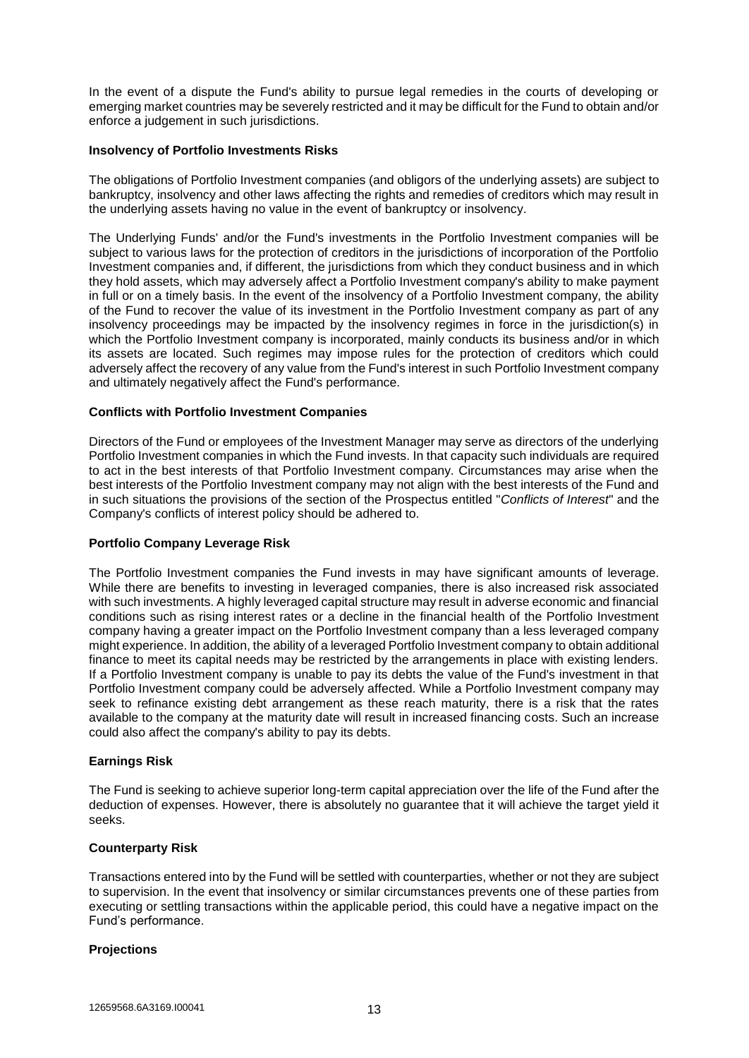In the event of a dispute the Fund's ability to pursue legal remedies in the courts of developing or emerging market countries may be severely restricted and it may be difficult for the Fund to obtain and/or enforce a judgement in such jurisdictions.

**Insolvency of Portfolio Investments Risks**

The obligations of Portfolio Investment companies (and obligors of the underlying assets) are subject to bankruptcy, insolvency and other laws affecting the rights and remedies of creditors which may result in the underlying assets having no value in the event of bankruptcy or insolvency.

The Underlying Funds' and/or the Fund's investments in the Portfolio Investment companies will be subject to various laws for the protection of creditors in the jurisdictions of incorporation of the Portfolio Investment companies and, if different, the jurisdictions from which they conduct business and in which they hold assets, which may adversely affect a Portfolio Investment company's ability to make payment in full or on a timely basis. In the event of the insolvency of a Portfolio Investment company, the ability of the Fund to recover the value of its investment in the Portfolio Investment company as part of any insolvency proceedings may be impacted by the insolvency regimes in force in the jurisdiction(s) in which the Portfolio Investment company is incorporated, mainly conducts its business and/or in which its assets are located. Such regimes may impose rules for the protection of creditors which could adversely affect the recovery of any value from the Fund's interest in such Portfolio Investment company and ultimately negatively affect the Fund's performance.

**Conflicts with Portfolio Investment Companies**

Directors of the Fund or employees of the Investment Manager may serve as directors of the underlying Portfolio Investment companies in which the Fund invests. In that capacity such individuals are required to act in the best interests of that Portfolio Investment company. Circumstances may arise when the best interests of the Portfolio Investment company may not align with the best interests of the Fund and in such situations the provisions of the section of the Prospectus entitled "*Conflicts of Interest*" and the Company's conflicts of interest policy should be adhered to.

**Portfolio Company Leverage Risk**

The Portfolio Investment companies the Fund invests in may have significant amounts of leverage. While there are benefits to investing in leveraged companies, there is also increased risk associated with such investments. A highly leveraged capital structure may result in adverse economic and financial conditions such as rising interest rates or a decline in the financial health of the Portfolio Investment company having a greater impact on the Portfolio Investment company than a less leveraged company might experience. In addition, the ability of a leveraged Portfolio Investment company to obtain additional finance to meet its capital needs may be restricted by the arrangements in place with existing lenders. If a Portfolio Investment company is unable to pay its debts the value of the Fund's investment in that Portfolio Investment company could be adversely affected. While a Portfolio Investment company may seek to refinance existing debt arrangement as these reach maturity, there is a risk that the rates available to the company at the maturity date will result in increased financing costs. Such an increase could also affect the company's ability to pay its debts.

**Earnings Risk**

The Fund is seeking to achieve superior long-term capital appreciation over the life of the Fund after the deduction of expenses. However, there is absolutely no guarantee that it will achieve the target yield it seeks.

**Counterparty Risk**

Transactions entered into by the Fund will be settled with counterparties, whether or not they are subject to supervision. In the event that insolvency or similar circumstances prevents one of these parties from executing or settling transactions within the applicable period, this could have a negative impact on the Fund's performance.

**Projections**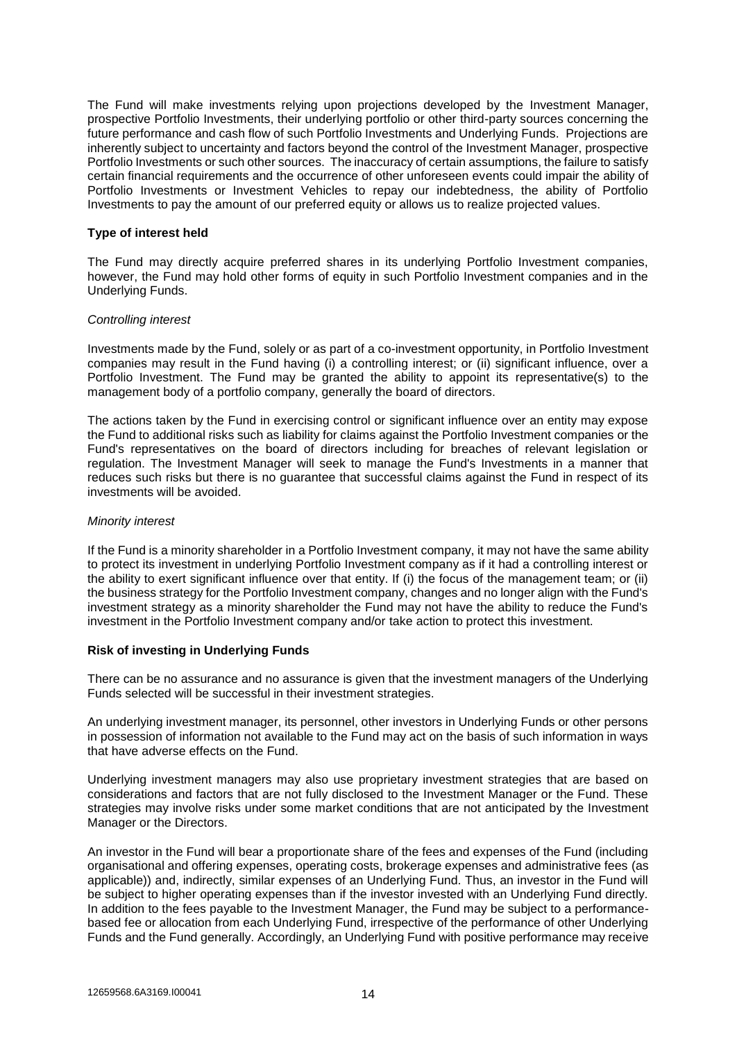The Fund will make investments relying upon projections developed by the Investment Manager, prospective Portfolio Investments, their underlying portfolio or other third-party sources concerning the future performance and cash flow of such Portfolio Investments and Underlying Funds. Projections are inherently subject to uncertainty and factors beyond the control of the Investment Manager, prospective Portfolio Investments or such other sources. The inaccuracy of certain assumptions, the failure to satisfy certain financial requirements and the occurrence of other unforeseen events could impair the ability of Portfolio Investments or Investment Vehicles to repay our indebtedness, the ability of Portfolio Investments to pay the amount of our preferred equity or allows us to realize projected values.

**Type of interest held**

The Fund may directly acquire preferred shares in its underlying Portfolio Investment companies, however, the Fund may hold other forms of equity in such Portfolio Investment companies and in the Underlying Funds.

*Controlling interest*

Investments made by the Fund, solely or as part of a co-investment opportunity, in Portfolio Investment companies may result in the Fund having (i) a controlling interest; or (ii) significant influence, over a Portfolio Investment. The Fund may be granted the ability to appoint its representative(s) to the management body of a portfolio company, generally the board of directors.

The actions taken by the Fund in exercising control or significant influence over an entity may expose the Fund to additional risks such as liability for claims against the Portfolio Investment companies or the Fund's representatives on the board of directors including for breaches of relevant legislation or regulation. The Investment Manager will seek to manage the Fund's Investments in a manner that reduces such risks but there is no guarantee that successful claims against the Fund in respect of its investments will be avoided.

*Minority interest*

If the Fund is a minority shareholder in a Portfolio Investment company, it may not have the same ability to protect its investment in underlying Portfolio Investment company as if it had a controlling interest or the ability to exert significant influence over that entity. If (i) the focus of the management team; or (ii) the business strategy for the Portfolio Investment company, changes and no longer align with the Fund's investment strategy as a minority shareholder the Fund may not have the ability to reduce the Fund's investment in the Portfolio Investment company and/or take action to protect this investment.

**Risk of investing in Underlying Funds**

There can be no assurance and no assurance is given that the investment managers of the Underlying Funds selected will be successful in their investment strategies.

An underlying investment manager, its personnel, other investors in Underlying Funds or other persons in possession of information not available to the Fund may act on the basis of such information in ways that have adverse effects on the Fund.

Underlying investment managers may also use proprietary investment strategies that are based on considerations and factors that are not fully disclosed to the Investment Manager or the Fund. These strategies may involve risks under some market conditions that are not anticipated by the Investment Manager or the Directors.

An investor in the Fund will bear a proportionate share of the fees and expenses of the Fund (including organisational and offering expenses, operating costs, brokerage expenses and administrative fees (as applicable)) and, indirectly, similar expenses of an Underlying Fund. Thus, an investor in the Fund will be subject to higher operating expenses than if the investor invested with an Underlying Fund directly. In addition to the fees payable to the Investment Manager, the Fund may be subject to a performance-based fee or allocation from each Underlying Fund, irrespective of the performance of other Underlying Funds and the Fund generally. Accordingly, an Underlying Fund with positive performance may receive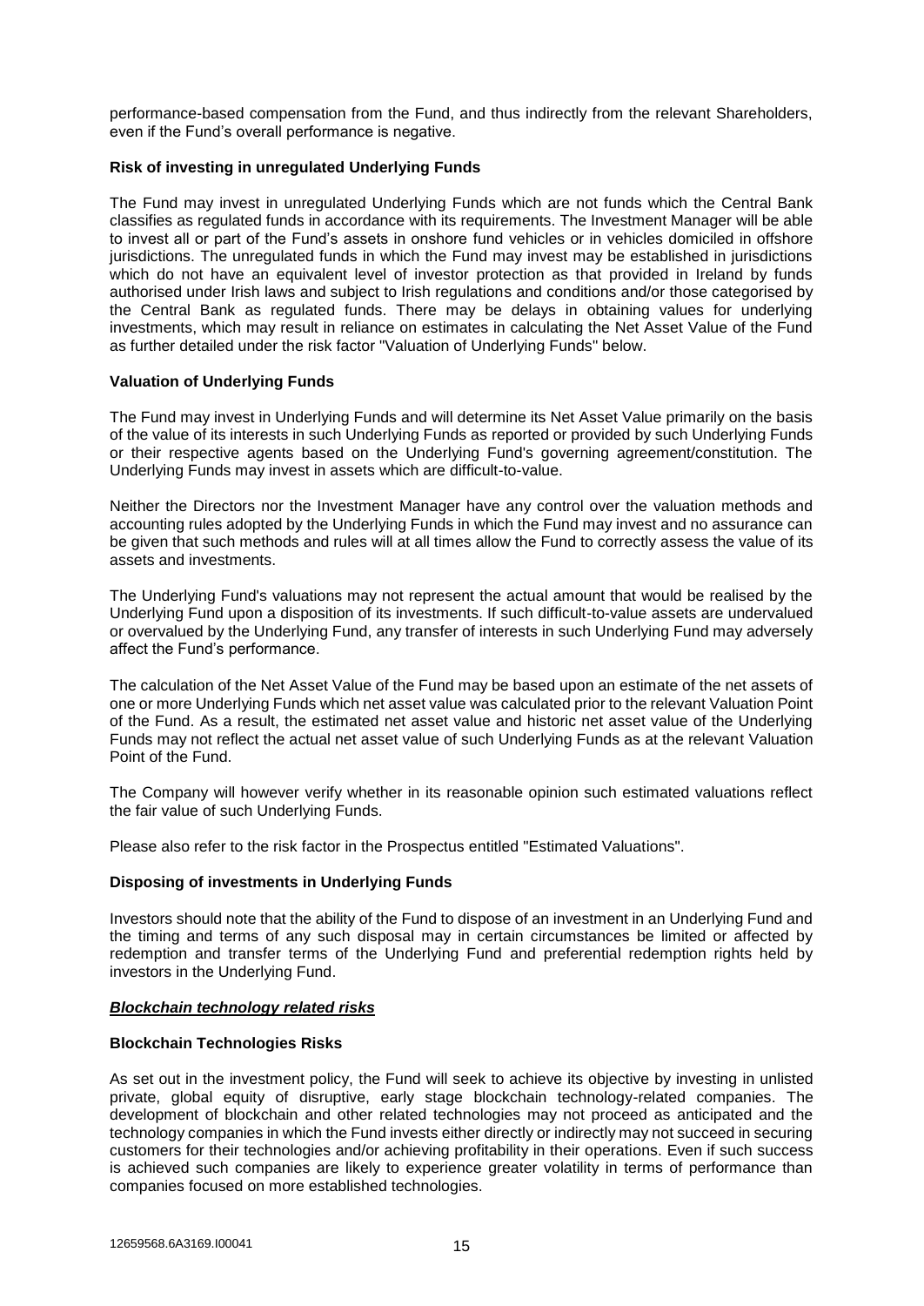performance-based compensation from the Fund, and thus indirectly from the relevant Shareholders, even if the Fund's overall performance is negative.

**Risk of investing in unregulated Underlying Funds**

The Fund may invest in unregulated Underlying Funds which are not funds which the Central Bank classifies as regulated funds in accordance with its requirements. The Investment Manager will be able to invest all or part of the Fund's assets in onshore fund vehicles or in vehicles domiciled in offshore jurisdictions. The unregulated funds in which the Fund may invest may be established in jurisdictions which do not have an equivalent level of investor protection as that provided in Ireland by funds authorised under Irish laws and subject to Irish regulations and conditions and/or those categorised by the Central Bank as regulated funds. There may be delays in obtaining values for underlying investments, which may result in reliance on estimates in calculating the Net Asset Value of the Fund as further detailed under the risk factor "Valuation of Underlying Funds" below.

**Valuation of Underlying Funds**

The Fund may invest in Underlying Funds and will determine its Net Asset Value primarily on the basis of the value of its interests in such Underlying Funds as reported or provided by such Underlying Funds or their respective agents based on the Underlying Fund's governing agreement/constitution. The Underlying Funds may invest in assets which are difficult-to-value.

Neither the Directors nor the Investment Manager have any control over the valuation methods and accounting rules adopted by the Underlying Funds in which the Fund may invest and no assurance can be given that such methods and rules will at all times allow the Fund to correctly assess the value of its assets and investments.

The Underlying Fund's valuations may not represent the actual amount that would be realised by the Underlying Fund upon a disposition of its investments. If such difficult-to-value assets are undervalued or overvalued by the Underlying Fund, any transfer of interests in such Underlying Fund may adversely affect the Fund's performance.

The calculation of the Net Asset Value of the Fund may be based upon an estimate of the net assets of one or more Underlying Funds which net asset value was calculated prior to the relevant Valuation Point of the Fund. As a result, the estimated net asset value and historic net asset value of the Underlying Funds may not reflect the actual net asset value of such Underlying Funds as at the relevant Valuation Point of the Fund.

The Company will however verify whether in its reasonable opinion such estimated valuations reflect the fair value of such Underlying Funds.

Please also refer to the risk factor in the Prospectus entitled "Estimated Valuations".

**Disposing of investments in Underlying Funds**

Investors should note that the ability of the Fund to dispose of an investment in an Underlying Fund and the timing and terms of any such disposal may in certain circumstances be limited or affected by redemption and transfer terms of the Underlying Fund and preferential redemption rights held by investors in the Underlying Fund.

***Blockchain technology related risks***

**Blockchain Technologies Risks**

As set out in the investment policy, the Fund will seek to achieve its objective by investing in unlisted private, global equity of disruptive, early stage blockchain technology-related companies. The development of blockchain and other related technologies may not proceed as anticipated and the technology companies in which the Fund invests either directly or indirectly may not succeed in securing customers for their technologies and/or achieving profitability in their operations. Even if such success is achieved such companies are likely to experience greater volatility in terms of performance than companies focused on more established technologies.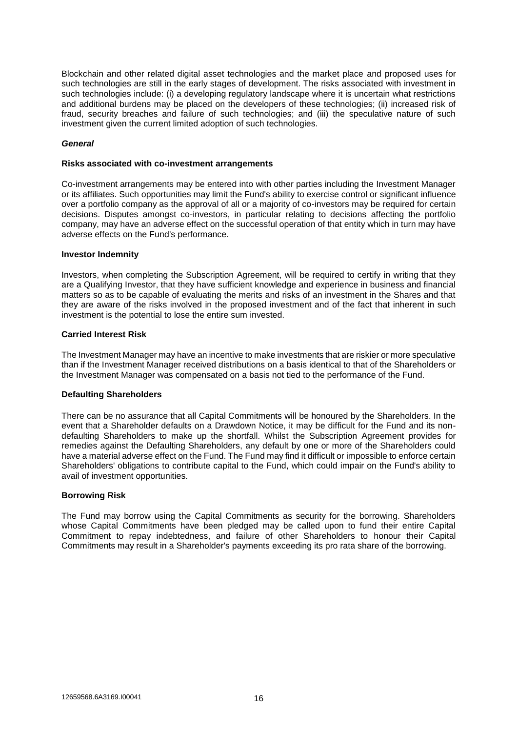Blockchain and other related digital asset technologies and the market place and proposed uses for such technologies are still in the early stages of development. The risks associated with investment in such technologies include: (i) a developing regulatory landscape where it is uncertain what restrictions and additional burdens may be placed on the developers of these technologies; (ii) increased risk of fraud, security breaches and failure of such technologies; and (iii) the speculative nature of such investment given the current limited adoption of such technologies.

***General***

**Risks associated with co-investment arrangements**

Co-investment arrangements may be entered into with other parties including the Investment Manager or its affiliates. Such opportunities may limit the Fund's ability to exercise control or significant influence over a portfolio company as the approval of all or a majority of co-investors may be required for certain decisions. Disputes amongst co-investors, in particular relating to decisions affecting the portfolio company, may have an adverse effect on the successful operation of that entity which in turn may have adverse effects on the Fund's performance.

**Investor Indemnity**

Investors, when completing the Subscription Agreement, will be required to certify in writing that they are a Qualifying Investor, that they have sufficient knowledge and experience in business and financial matters so as to be capable of evaluating the merits and risks of an investment in the Shares and that they are aware of the risks involved in the proposed investment and of the fact that inherent in such investment is the potential to lose the entire sum invested.

**Carried Interest Risk**

The Investment Manager may have an incentive to make investments that are riskier or more speculative than if the Investment Manager received distributions on a basis identical to that of the Shareholders or the Investment Manager was compensated on a basis not tied to the performance of the Fund.

**Defaulting Shareholders**

There can be no assurance that all Capital Commitments will be honoured by the Shareholders. In the event that a Shareholder defaults on a Drawdown Notice, it may be difficult for the Fund and its non-defaulting Shareholders to make up the shortfall. Whilst the Subscription Agreement provides for remedies against the Defaulting Shareholders, any default by one or more of the Shareholders could have a material adverse effect on the Fund. The Fund may find it difficult or impossible to enforce certain Shareholders' obligations to contribute capital to the Fund, which could impair on the Fund's ability to avail of investment opportunities.

**Borrowing Risk**

The Fund may borrow using the Capital Commitments as security for the borrowing. Shareholders whose Capital Commitments have been pledged may be called upon to fund their entire Capital Commitment to repay indebtedness, and failure of other Shareholders to honour their Capital Commitments may result in a Shareholder's payments exceeding its pro rata share of the borrowing.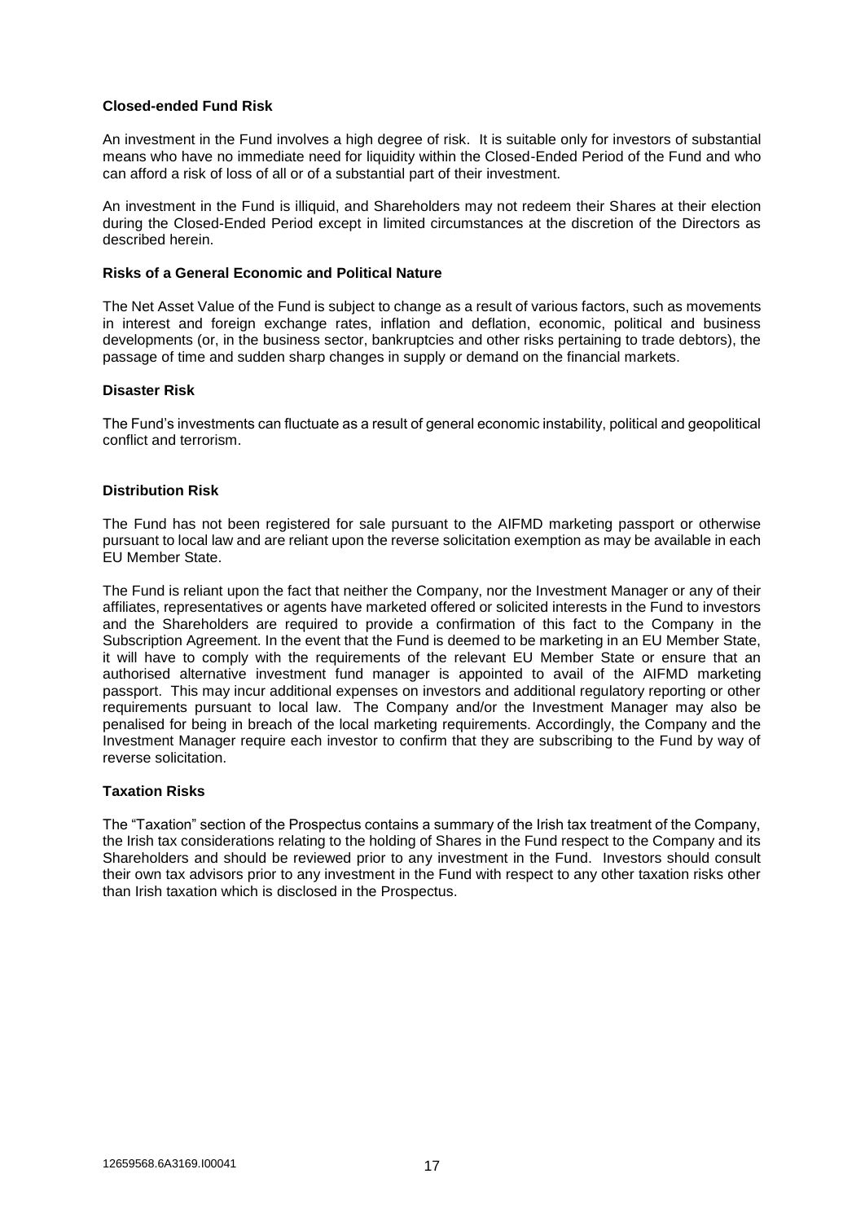**Closed-ended Fund Risk**

An investment in the Fund involves a high degree of risk. It is suitable only for investors of substantial means who have no immediate need for liquidity within the Closed-Ended Period of the Fund and who can afford a risk of loss of all or of a substantial part of their investment.

An investment in the Fund is illiquid, and Shareholders may not redeem their Shares at their election during the Closed-Ended Period except in limited circumstances at the discretion of the Directors as described herein.

**Risks of a General Economic and Political Nature**

The Net Asset Value of the Fund is subject to change as a result of various factors, such as movements in interest and foreign exchange rates, inflation and deflation, economic, political and business developments (or, in the business sector, bankruptcies and other risks pertaining to trade debtors), the passage of time and sudden sharp changes in supply or demand on the financial markets.

**Disaster Risk**

The Fund's investments can fluctuate as a result of general economic instability, political and geopolitical conflict and terrorism.

**Distribution Risk**

The Fund has not been registered for sale pursuant to the AIFMD marketing passport or otherwise pursuant to local law and are reliant upon the reverse solicitation exemption as may be available in each EU Member State.

The Fund is reliant upon the fact that neither the Company, nor the Investment Manager or any of their affiliates, representatives or agents have marketed offered or solicited interests in the Fund to investors and the Shareholders are required to provide a confirmation of this fact to the Company in the Subscription Agreement. In the event that the Fund is deemed to be marketing in an EU Member State, it will have to comply with the requirements of the relevant EU Member State or ensure that an authorised alternative investment fund manager is appointed to avail of the AIFMD marketing passport. This may incur additional expenses on investors and additional regulatory reporting or other requirements pursuant to local law. The Company and/or the Investment Manager may also be penalised for being in breach of the local marketing requirements. Accordingly, the Company and the Investment Manager require each investor to confirm that they are subscribing to the Fund by way of reverse solicitation.

**Taxation Risks**

The "Taxation" section of the Prospectus contains a summary of the Irish tax treatment of the Company, the Irish tax considerations relating to the holding of Shares in the Fund respect to the Company and its Shareholders and should be reviewed prior to any investment in the Fund. Investors should consult their own tax advisors prior to any investment in the Fund with respect to any other taxation risks other than Irish taxation which is disclosed in the Prospectus.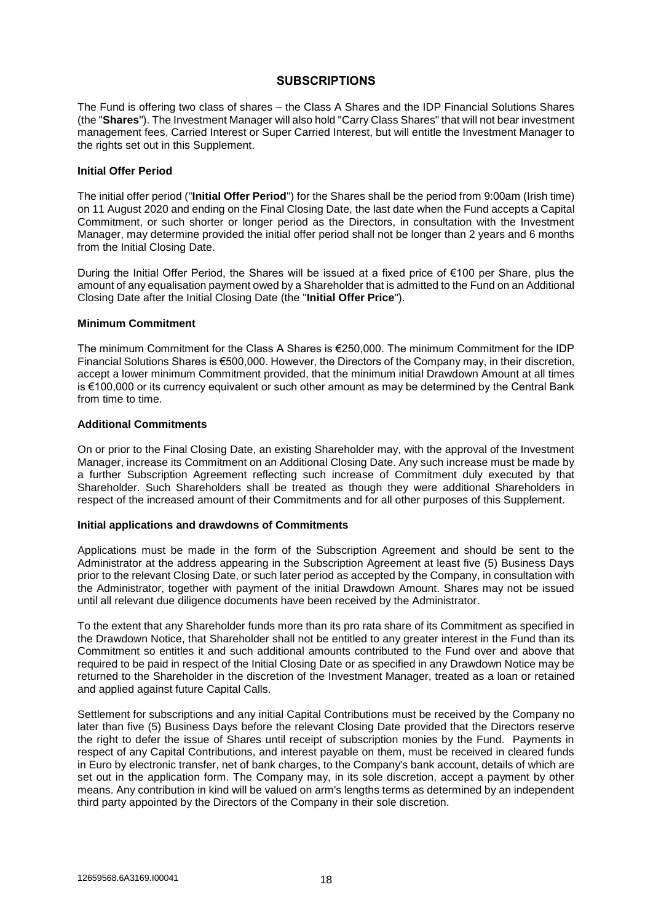## SUBSCRIPTIONS

The Fund is offering two class of shares – the Class A Shares and the IDP Financial Solutions Shares (the "**Shares**"). The Investment Manager will also hold "Carry Class Shares" that will not bear investment management fees, Carried Interest or Super Carried Interest, but will entitle the Investment Manager to the rights set out in this Supplement.

### Initial Offer Period

The initial offer period ("**Initial Offer Period**") for the Shares shall be the period from 9:00am (Irish time) on 11 August 2020 and ending on the Final Closing Date, the last date when the Fund accepts a Capital Commitment, or such shorter or longer period as the Directors, in consultation with the Investment Manager, may determine provided the initial offer period shall not be longer than 2 years and 6 months from the Initial Closing Date.

During the Initial Offer Period, the Shares will be issued at a fixed price of €100 per Share, plus the amount of any equalisation payment owed by a Shareholder that is admitted to the Fund on an Additional Closing Date after the Initial Closing Date (the "**Initial Offer Price**").

### Minimum Commitment

The minimum Commitment for the Class A Shares is €250,000. The minimum Commitment for the IDP Financial Solutions Shares is €500,000. However, the Directors of the Company may, in their discretion, accept a lower minimum Commitment provided, that the minimum initial Drawdown Amount at all times is €100,000 or its currency equivalent or such other amount as may be determined by the Central Bank from time to time.

### Additional Commitments

On or prior to the Final Closing Date, an existing Shareholder may, with the approval of the Investment Manager, increase its Commitment on an Additional Closing Date. Any such increase must be made by a further Subscription Agreement reflecting such increase of Commitment duly executed by that Shareholder. Such Shareholders shall be treated as though they were additional Shareholders in respect of the increased amount of their Commitments and for all other purposes of this Supplement.

### Initial applications and drawdowns of Commitments

Applications must be made in the form of the Subscription Agreement and should be sent to the Administrator at the address appearing in the Subscription Agreement at least five (5) Business Days prior to the relevant Closing Date, or such later period as accepted by the Company, in consultation with the Administrator, together with payment of the initial Drawdown Amount. Shares may not be issued until all relevant due diligence documents have been received by the Administrator.

To the extent that any Shareholder funds more than its pro rata share of its Commitment as specified in the Drawdown Notice, that Shareholder shall not be entitled to any greater interest in the Fund than its Commitment so entitles it and such additional amounts contributed to the Fund over and above that required to be paid in respect of the Initial Closing Date or as specified in any Drawdown Notice may be returned to the Shareholder in the discretion of the Investment Manager, treated as a loan or retained and applied against future Capital Calls.

Settlement for subscriptions and any initial Capital Contributions must be received by the Company no later than five (5) Business Days before the relevant Closing Date provided that the Directors reserve the right to defer the issue of Shares until receipt of subscription monies by the Fund. Payments in respect of any Capital Contributions, and interest payable on them, must be received in cleared funds in Euro by electronic transfer, net of bank charges, to the Company's bank account, details of which are set out in the application form. The Company may, in its sole discretion, accept a payment by other means. Any contribution in kind will be valued on arm's lengths terms as determined by an independent third party appointed by the Directors of the Company in their sole discretion.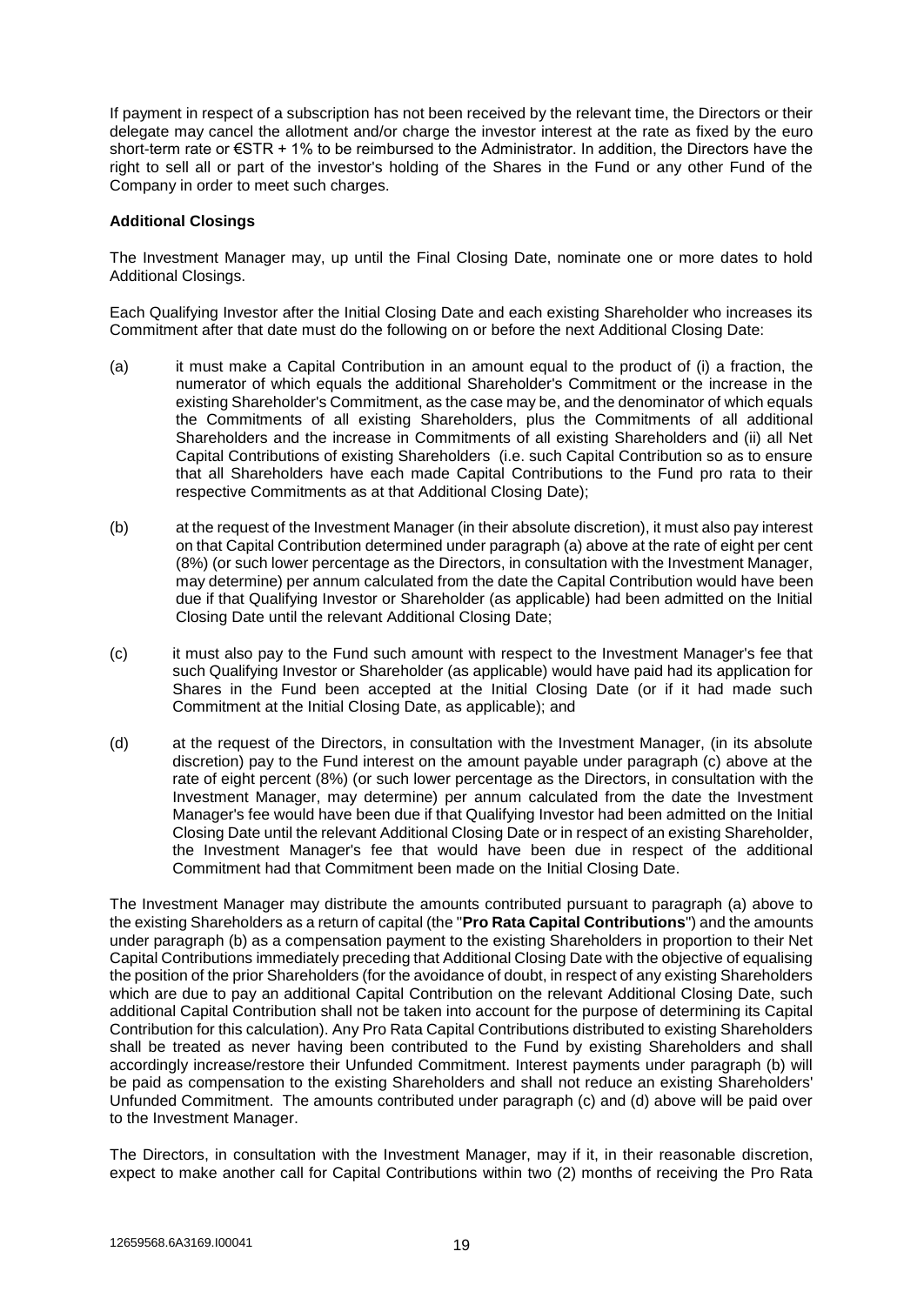If payment in respect of a subscription has not been received by the relevant time, the Directors or their delegate may cancel the allotment and/or charge the investor interest at the rate as fixed by the euro short-term rate or €STR + 1% to be reimbursed to the Administrator. In addition, the Directors have the right to sell all or part of the investor's holding of the Shares in the Fund or any other Fund of the Company in order to meet such charges.

**Additional Closings**

The Investment Manager may, up until the Final Closing Date, nominate one or more dates to hold Additional Closings.

Each Qualifying Investor after the Initial Closing Date and each existing Shareholder who increases its Commitment after that date must do the following on or before the next Additional Closing Date:

(a) it must make a Capital Contribution in an amount equal to the product of (i) a fraction, the numerator of which equals the additional Shareholder's Commitment or the increase in the existing Shareholder's Commitment, as the case may be, and the denominator of which equals the Commitments of all existing Shareholders, plus the Commitments of all additional Shareholders and the increase in Commitments of all existing Shareholders and (ii) all Net Capital Contributions of existing Shareholders (i.e. such Capital Contribution so as to ensure that all Shareholders have each made Capital Contributions to the Fund pro rata to their respective Commitments as at that Additional Closing Date);

(b) at the request of the Investment Manager (in their absolute discretion), it must also pay interest on that Capital Contribution determined under paragraph (a) above at the rate of eight per cent (8%) (or such lower percentage as the Directors, in consultation with the Investment Manager, may determine) per annum calculated from the date the Capital Contribution would have been due if that Qualifying Investor or Shareholder (as applicable) had been admitted on the Initial Closing Date until the relevant Additional Closing Date;

(c) it must also pay to the Fund such amount with respect to the Investment Manager's fee that such Qualifying Investor or Shareholder (as applicable) would have paid had its application for Shares in the Fund been accepted at the Initial Closing Date (or if it had made such Commitment at the Initial Closing Date, as applicable); and

(d) at the request of the Directors, in consultation with the Investment Manager, (in its absolute discretion) pay to the Fund interest on the amount payable under paragraph (c) above at the rate of eight percent (8%) (or such lower percentage as the Directors, in consultation with the Investment Manager, may determine) per annum calculated from the date the Investment Manager's fee would have been due if that Qualifying Investor had been admitted on the Initial Closing Date until the relevant Additional Closing Date or in respect of an existing Shareholder, the Investment Manager's fee that would have been due in respect of the additional Commitment had that Commitment been made on the Initial Closing Date.

The Investment Manager may distribute the amounts contributed pursuant to paragraph (a) above to the existing Shareholders as a return of capital (the "**Pro Rata Capital Contributions**") and the amounts under paragraph (b) as a compensation payment to the existing Shareholders in proportion to their Net Capital Contributions immediately preceding that Additional Closing Date with the objective of equalising the position of the prior Shareholders (for the avoidance of doubt, in respect of any existing Shareholders which are due to pay an additional Capital Contribution on the relevant Additional Closing Date, such additional Capital Contribution shall not be taken into account for the purpose of determining its Capital Contribution for this calculation). Any Pro Rata Capital Contributions distributed to existing Shareholders shall be treated as never having been contributed to the Fund by existing Shareholders and shall accordingly increase/restore their Unfunded Commitment. Interest payments under paragraph (b) will be paid as compensation to the existing Shareholders and shall not reduce an existing Shareholders' Unfunded Commitment. The amounts contributed under paragraph (c) and (d) above will be paid over to the Investment Manager.

The Directors, in consultation with the Investment Manager, may if it, in their reasonable discretion, expect to make another call for Capital Contributions within two (2) months of receiving the Pro Rata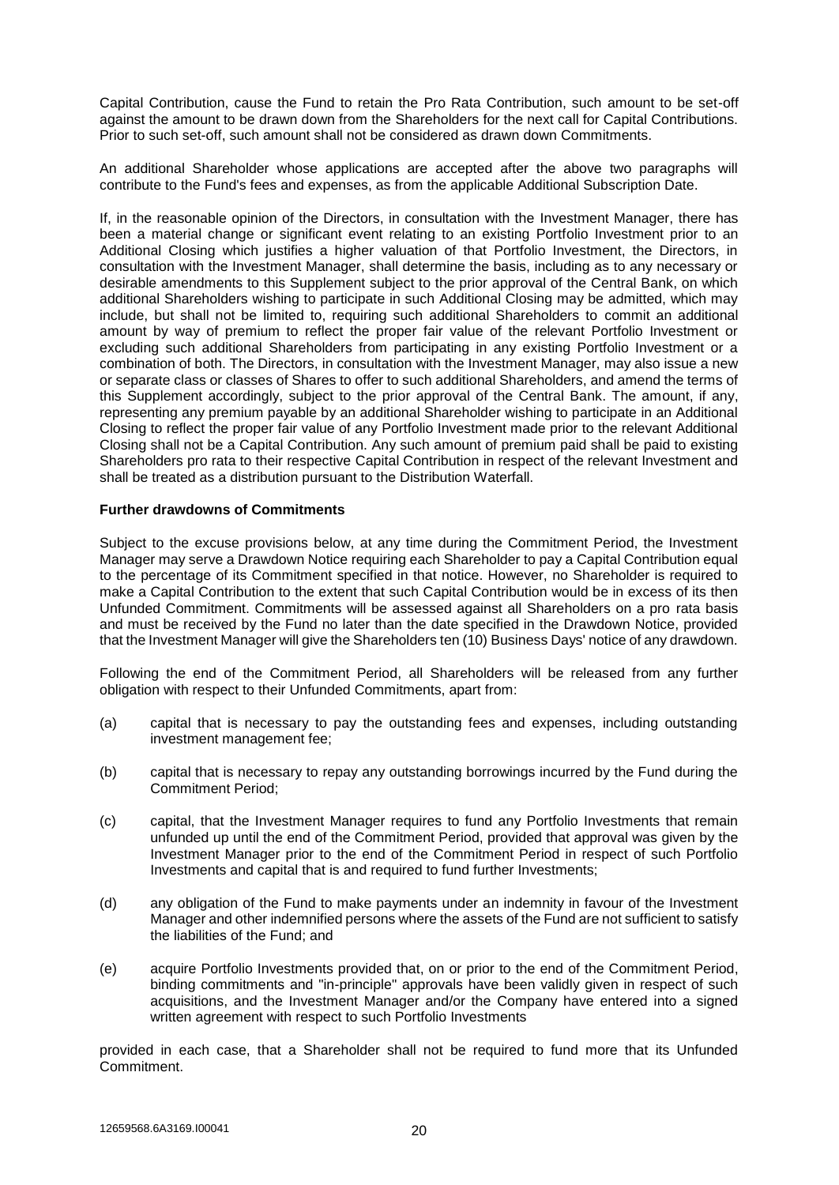Capital Contribution, cause the Fund to retain the Pro Rata Contribution, such amount to be set-off against the amount to be drawn down from the Shareholders for the next call for Capital Contributions. Prior to such set-off, such amount shall not be considered as drawn down Commitments.

An additional Shareholder whose applications are accepted after the above two paragraphs will contribute to the Fund's fees and expenses, as from the applicable Additional Subscription Date.

If, in the reasonable opinion of the Directors, in consultation with the Investment Manager, there has been a material change or significant event relating to an existing Portfolio Investment prior to an Additional Closing which justifies a higher valuation of that Portfolio Investment, the Directors, in consultation with the Investment Manager, shall determine the basis, including as to any necessary or desirable amendments to this Supplement subject to the prior approval of the Central Bank, on which additional Shareholders wishing to participate in such Additional Closing may be admitted, which may include, but shall not be limited to, requiring such additional Shareholders to commit an additional amount by way of premium to reflect the proper fair value of the relevant Portfolio Investment or excluding such additional Shareholders from participating in any existing Portfolio Investment or a combination of both. The Directors, in consultation with the Investment Manager, may also issue a new or separate class or classes of Shares to offer to such additional Shareholders, and amend the terms of this Supplement accordingly, subject to the prior approval of the Central Bank. The amount, if any, representing any premium payable by an additional Shareholder wishing to participate in an Additional Closing to reflect the proper fair value of any Portfolio Investment made prior to the relevant Additional Closing shall not be a Capital Contribution. Any such amount of premium paid shall be paid to existing Shareholders pro rata to their respective Capital Contribution in respect of the relevant Investment and shall be treated as a distribution pursuant to the Distribution Waterfall.

**Further drawdowns of Commitments**

Subject to the excuse provisions below, at any time during the Commitment Period, the Investment Manager may serve a Drawdown Notice requiring each Shareholder to pay a Capital Contribution equal to the percentage of its Commitment specified in that notice. However, no Shareholder is required to make a Capital Contribution to the extent that such Capital Contribution would be in excess of its then Unfunded Commitment. Commitments will be assessed against all Shareholders on a pro rata basis and must be received by the Fund no later than the date specified in the Drawdown Notice, provided that the Investment Manager will give the Shareholders ten (10) Business Days' notice of any drawdown.

Following the end of the Commitment Period, all Shareholders will be released from any further obligation with respect to their Unfunded Commitments, apart from:

(a) capital that is necessary to pay the outstanding fees and expenses, including outstanding investment management fee;

(b) capital that is necessary to repay any outstanding borrowings incurred by the Fund during the Commitment Period;

(c) capital, that the Investment Manager requires to fund any Portfolio Investments that remain unfunded up until the end of the Commitment Period, provided that approval was given by the Investment Manager prior to the end of the Commitment Period in respect of such Portfolio Investments and capital that is and required to fund further Investments;

(d) any obligation of the Fund to make payments under an indemnity in favour of the Investment Manager and other indemnified persons where the assets of the Fund are not sufficient to satisfy the liabilities of the Fund; and

(e) acquire Portfolio Investments provided that, on or prior to the end of the Commitment Period, binding commitments and "in-principle" approvals have been validly given in respect of such acquisitions, and the Investment Manager and/or the Company have entered into a signed written agreement with respect to such Portfolio Investments

provided in each case, that a Shareholder shall not be required to fund more that its Unfunded Commitment.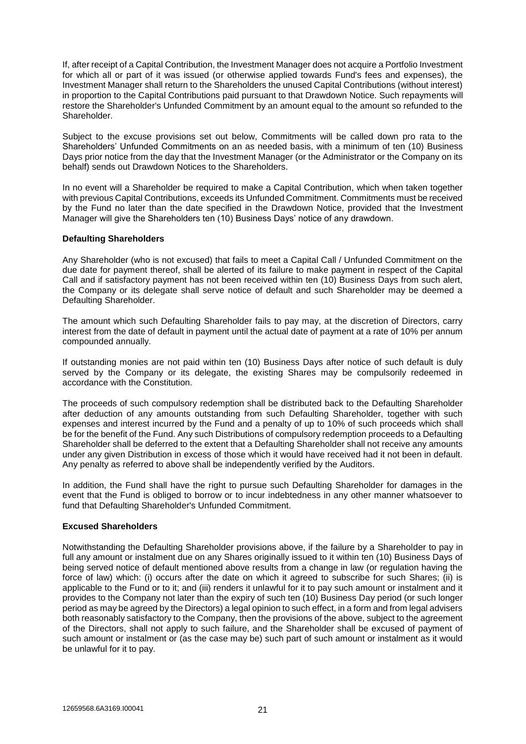If, after receipt of a Capital Contribution, the Investment Manager does not acquire a Portfolio Investment for which all or part of it was issued (or otherwise applied towards Fund's fees and expenses), the Investment Manager shall return to the Shareholders the unused Capital Contributions (without interest) in proportion to the Capital Contributions paid pursuant to that Drawdown Notice. Such repayments will restore the Shareholder's Unfunded Commitment by an amount equal to the amount so refunded to the Shareholder.

Subject to the excuse provisions set out below, Commitments will be called down pro rata to the Shareholders' Unfunded Commitments on an as needed basis, with a minimum of ten (10) Business Days prior notice from the day that the Investment Manager (or the Administrator or the Company on its behalf) sends out Drawdown Notices to the Shareholders.

In no event will a Shareholder be required to make a Capital Contribution, which when taken together with previous Capital Contributions, exceeds its Unfunded Commitment. Commitments must be received by the Fund no later than the date specified in the Drawdown Notice, provided that the Investment Manager will give the Shareholders ten (10) Business Days' notice of any drawdown.

**Defaulting Shareholders**

Any Shareholder (who is not excused) that fails to meet a Capital Call / Unfunded Commitment on the due date for payment thereof, shall be alerted of its failure to make payment in respect of the Capital Call and if satisfactory payment has not been received within ten (10) Business Days from such alert, the Company or its delegate shall serve notice of default and such Shareholder may be deemed a Defaulting Shareholder.

The amount which such Defaulting Shareholder fails to pay may, at the discretion of Directors, carry interest from the date of default in payment until the actual date of payment at a rate of 10% per annum compounded annually.

If outstanding monies are not paid within ten (10) Business Days after notice of such default is duly served by the Company or its delegate, the existing Shares may be compulsorily redeemed in accordance with the Constitution.

The proceeds of such compulsory redemption shall be distributed back to the Defaulting Shareholder after deduction of any amounts outstanding from such Defaulting Shareholder, together with such expenses and interest incurred by the Fund and a penalty of up to 10% of such proceeds which shall be for the benefit of the Fund. Any such Distributions of compulsory redemption proceeds to a Defaulting Shareholder shall be deferred to the extent that a Defaulting Shareholder shall not receive any amounts under any given Distribution in excess of those which it would have received had it not been in default. Any penalty as referred to above shall be independently verified by the Auditors.

In addition, the Fund shall have the right to pursue such Defaulting Shareholder for damages in the event that the Fund is obliged to borrow or to incur indebtedness in any other manner whatsoever to fund that Defaulting Shareholder's Unfunded Commitment.

**Excused Shareholders**

Notwithstanding the Defaulting Shareholder provisions above, if the failure by a Shareholder to pay in full any amount or instalment due on any Shares originally issued to it within ten (10) Business Days of being served notice of default mentioned above results from a change in law (or regulation having the force of law) which: (i) occurs after the date on which it agreed to subscribe for such Shares; (ii) is applicable to the Fund or to it; and (iii) renders it unlawful for it to pay such amount or instalment and it provides to the Company not later than the expiry of such ten (10) Business Day period (or such longer period as may be agreed by the Directors) a legal opinion to such effect, in a form and from legal advisers both reasonably satisfactory to the Company, then the provisions of the above, subject to the agreement of the Directors, shall not apply to such failure, and the Shareholder shall be excused of payment of such amount or instalment or (as the case may be) such part of such amount or instalment as it would be unlawful for it to pay.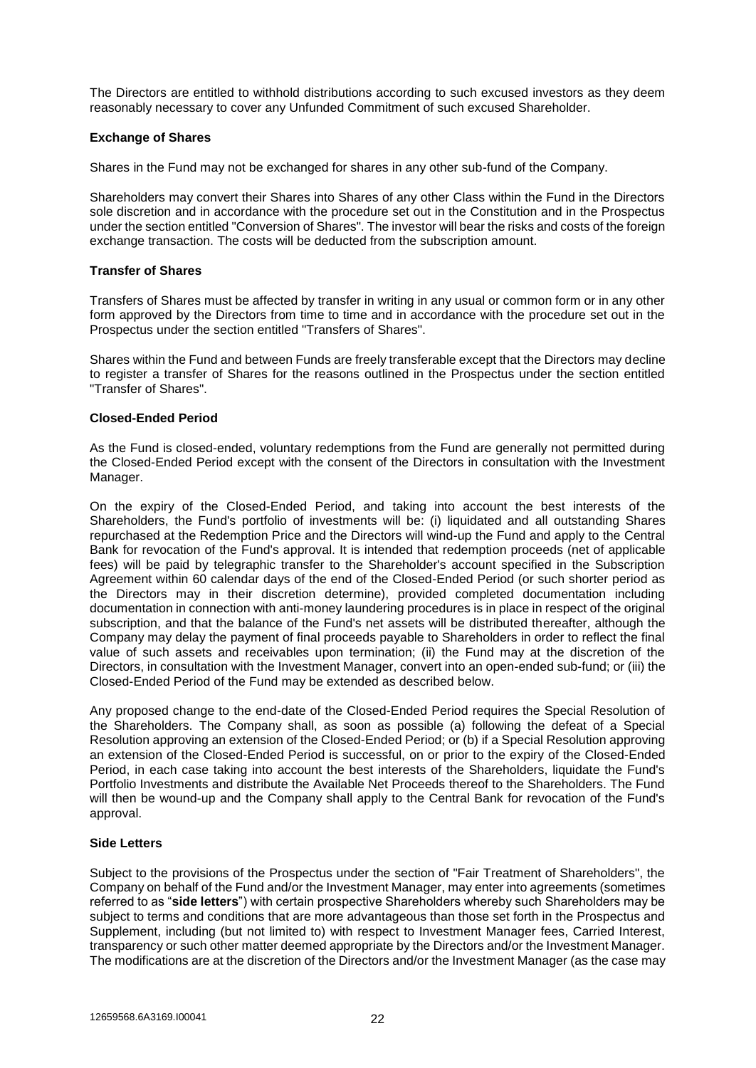The Directors are entitled to withhold distributions according to such excused investors as they deem reasonably necessary to cover any Unfunded Commitment of such excused Shareholder.

**Exchange of Shares**

Shares in the Fund may not be exchanged for shares in any other sub-fund of the Company.

Shareholders may convert their Shares into Shares of any other Class within the Fund in the Directors sole discretion and in accordance with the procedure set out in the Constitution and in the Prospectus under the section entitled "Conversion of Shares". The investor will bear the risks and costs of the foreign exchange transaction. The costs will be deducted from the subscription amount.

**Transfer of Shares**

Transfers of Shares must be affected by transfer in writing in any usual or common form or in any other form approved by the Directors from time to time and in accordance with the procedure set out in the Prospectus under the section entitled "Transfers of Shares".

Shares within the Fund and between Funds are freely transferable except that the Directors may decline to register a transfer of Shares for the reasons outlined in the Prospectus under the section entitled "Transfer of Shares".

**Closed-Ended Period**

As the Fund is closed-ended, voluntary redemptions from the Fund are generally not permitted during the Closed-Ended Period except with the consent of the Directors in consultation with the Investment Manager.

On the expiry of the Closed-Ended Period, and taking into account the best interests of the Shareholders, the Fund's portfolio of investments will be: (i) liquidated and all outstanding Shares repurchased at the Redemption Price and the Directors will wind-up the Fund and apply to the Central Bank for revocation of the Fund's approval. It is intended that redemption proceeds (net of applicable fees) will be paid by telegraphic transfer to the Shareholder's account specified in the Subscription Agreement within 60 calendar days of the end of the Closed-Ended Period (or such shorter period as the Directors may in their discretion determine), provided completed documentation including documentation in connection with anti-money laundering procedures is in place in respect of the original subscription, and that the balance of the Fund's net assets will be distributed thereafter, although the Company may delay the payment of final proceeds payable to Shareholders in order to reflect the final value of such assets and receivables upon termination; (ii) the Fund may at the discretion of the Directors, in consultation with the Investment Manager, convert into an open-ended sub-fund; or (iii) the Closed-Ended Period of the Fund may be extended as described below.

Any proposed change to the end-date of the Closed-Ended Period requires the Special Resolution of the Shareholders. The Company shall, as soon as possible (a) following the defeat of a Special Resolution approving an extension of the Closed-Ended Period; or (b) if a Special Resolution approving an extension of the Closed-Ended Period is successful, on or prior to the expiry of the Closed-Ended Period, in each case taking into account the best interests of the Shareholders, liquidate the Fund's Portfolio Investments and distribute the Available Net Proceeds thereof to the Shareholders. The Fund will then be wound-up and the Company shall apply to the Central Bank for revocation of the Fund's approval.

**Side Letters**

Subject to the provisions of the Prospectus under the section of "Fair Treatment of Shareholders", the Company on behalf of the Fund and/or the Investment Manager, may enter into agreements (sometimes referred to as "**side letters**") with certain prospective Shareholders whereby such Shareholders may be subject to terms and conditions that are more advantageous than those set forth in the Prospectus and Supplement, including (but not limited to) with respect to Investment Manager fees, Carried Interest, transparency or such other matter deemed appropriate by the Directors and/or the Investment Manager. The modifications are at the discretion of the Directors and/or the Investment Manager (as the case may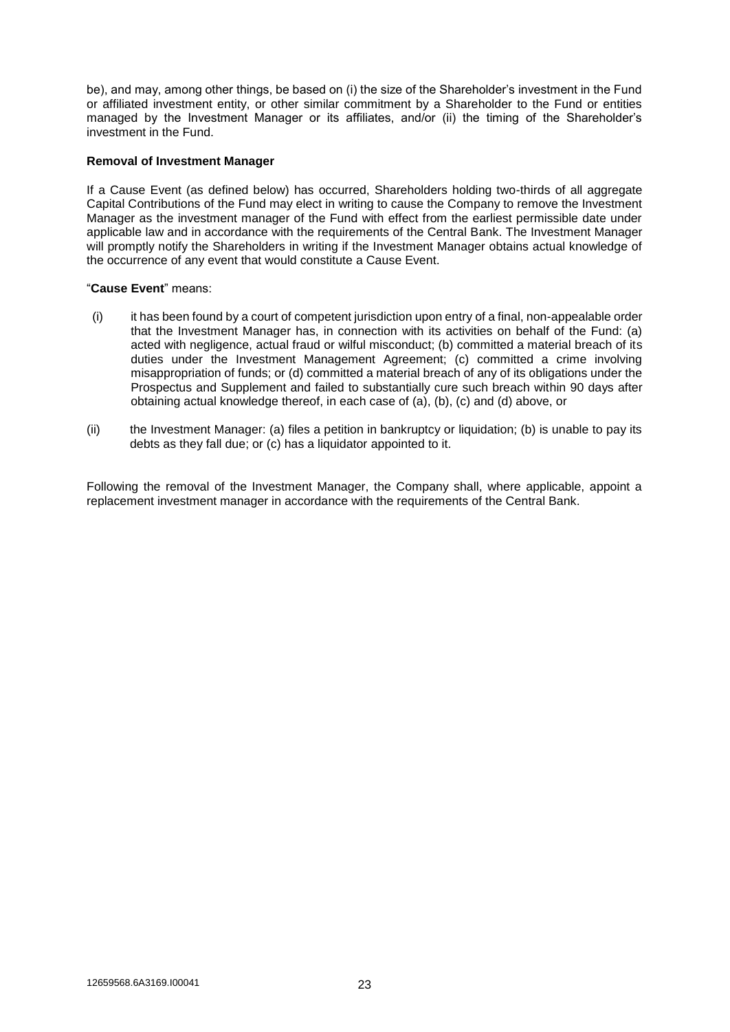be), and may, among other things, be based on (i) the size of the Shareholder's investment in the Fund or affiliated investment entity, or other similar commitment by a Shareholder to the Fund or entities managed by the Investment Manager or its affiliates, and/or (ii) the timing of the Shareholder's investment in the Fund.

**Removal of Investment Manager**

If a Cause Event (as defined below) has occurred, Shareholders holding two-thirds of all aggregate Capital Contributions of the Fund may elect in writing to cause the Company to remove the Investment Manager as the investment manager of the Fund with effect from the earliest permissible date under applicable law and in accordance with the requirements of the Central Bank. The Investment Manager will promptly notify the Shareholders in writing if the Investment Manager obtains actual knowledge of the occurrence of any event that would constitute a Cause Event.

"**Cause Event**" means:

(i) it has been found by a court of competent jurisdiction upon entry of a final, non-appealable order that the Investment Manager has, in connection with its activities on behalf of the Fund: (a) acted with negligence, actual fraud or wilful misconduct; (b) committed a material breach of its duties under the Investment Management Agreement; (c) committed a crime involving misappropriation of funds; or (d) committed a material breach of any of its obligations under the Prospectus and Supplement and failed to substantially cure such breach within 90 days after obtaining actual knowledge thereof, in each case of (a), (b), (c) and (d) above, or

(ii) the Investment Manager: (a) files a petition in bankruptcy or liquidation; (b) is unable to pay its debts as they fall due; or (c) has a liquidator appointed to it.

Following the removal of the Investment Manager, the Company shall, where applicable, appoint a replacement investment manager in accordance with the requirements of the Central Bank.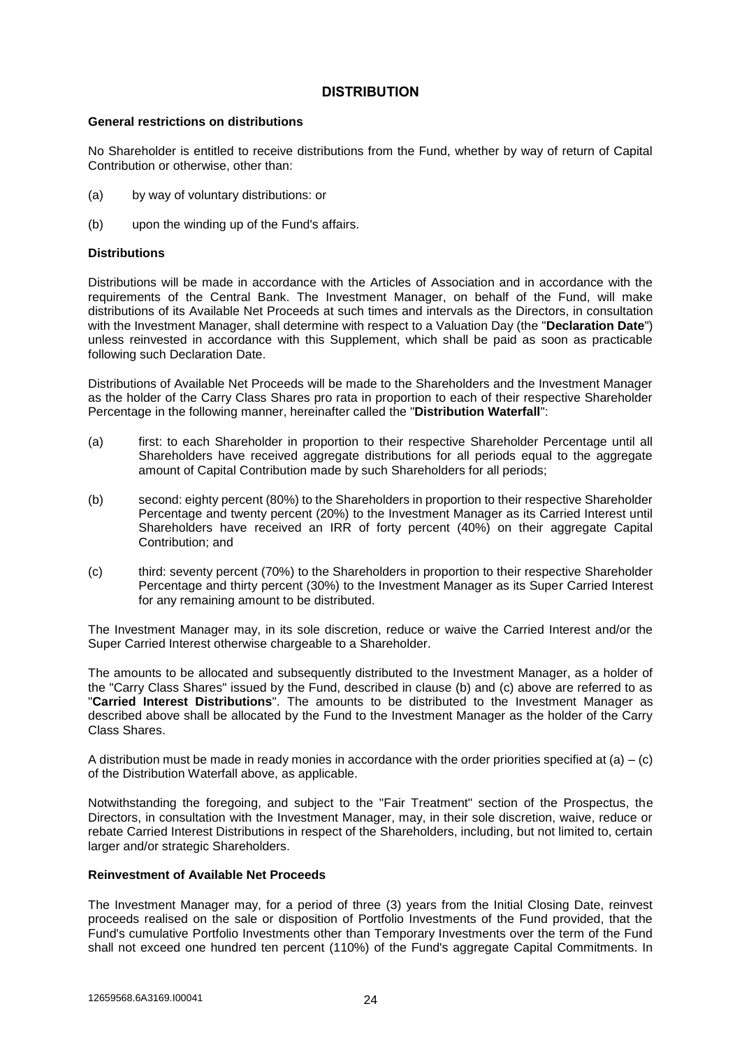## DISTRIBUTION

**General restrictions on distributions**

No Shareholder is entitled to receive distributions from the Fund, whether by way of return of Capital Contribution or otherwise, other than:

(a) by way of voluntary distributions: or

(b) upon the winding up of the Fund's affairs.

**Distributions**

Distributions will be made in accordance with the Articles of Association and in accordance with the requirements of the Central Bank. The Investment Manager, on behalf of the Fund, will make distributions of its Available Net Proceeds at such times and intervals as the Directors, in consultation with the Investment Manager, shall determine with respect to a Valuation Day (the "**Declaration Date**") unless reinvested in accordance with this Supplement, which shall be paid as soon as practicable following such Declaration Date.

Distributions of Available Net Proceeds will be made to the Shareholders and the Investment Manager as the holder of the Carry Class Shares pro rata in proportion to each of their respective Shareholder Percentage in the following manner, hereinafter called the "**Distribution Waterfall**":

(a) first: to each Shareholder in proportion to their respective Shareholder Percentage until all Shareholders have received aggregate distributions for all periods equal to the aggregate amount of Capital Contribution made by such Shareholders for all periods;

(b) second: eighty percent (80%) to the Shareholders in proportion to their respective Shareholder Percentage and twenty percent (20%) to the Investment Manager as its Carried Interest until Shareholders have received an IRR of forty percent (40%) on their aggregate Capital Contribution; and

(c) third: seventy percent (70%) to the Shareholders in proportion to their respective Shareholder Percentage and thirty percent (30%) to the Investment Manager as its Super Carried Interest for any remaining amount to be distributed.

The Investment Manager may, in its sole discretion, reduce or waive the Carried Interest and/or the Super Carried Interest otherwise chargeable to a Shareholder.

The amounts to be allocated and subsequently distributed to the Investment Manager, as a holder of the "Carry Class Shares" issued by the Fund, described in clause (b) and (c) above are referred to as "**Carried Interest Distributions**". The amounts to be distributed to the Investment Manager as described above shall be allocated by the Fund to the Investment Manager as the holder of the Carry Class Shares.

A distribution must be made in ready monies in accordance with the order priorities specified at (a) – (c) of the Distribution Waterfall above, as applicable.

Notwithstanding the foregoing, and subject to the "Fair Treatment" section of the Prospectus, the Directors, in consultation with the Investment Manager, may, in their sole discretion, waive, reduce or rebate Carried Interest Distributions in respect of the Shareholders, including, but not limited to, certain larger and/or strategic Shareholders.

**Reinvestment of Available Net Proceeds**

The Investment Manager may, for a period of three (3) years from the Initial Closing Date, reinvest proceeds realised on the sale or disposition of Portfolio Investments of the Fund provided, that the Fund's cumulative Portfolio Investments other than Temporary Investments over the term of the Fund shall not exceed one hundred ten percent (110%) of the Fund's aggregate Capital Commitments. In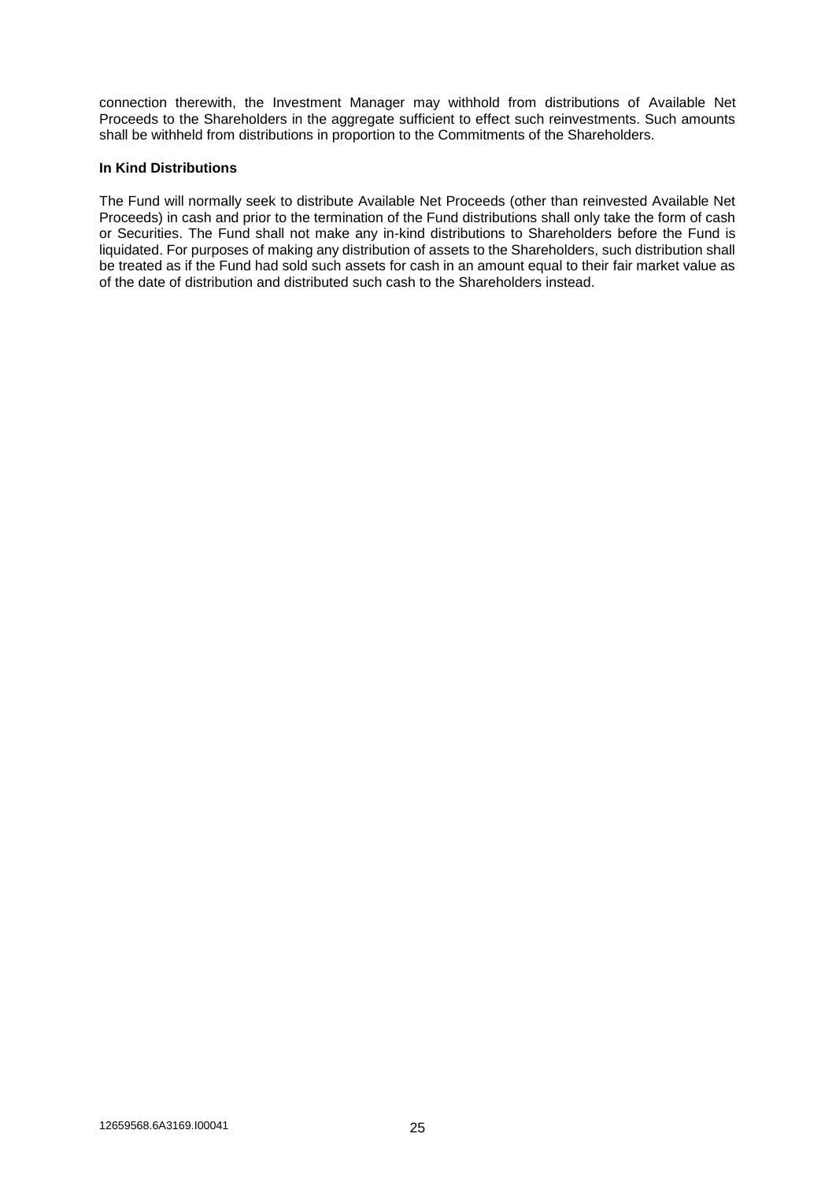connection therewith, the Investment Manager may withhold from distributions of Available Net Proceeds to the Shareholders in the aggregate sufficient to effect such reinvestments. Such amounts shall be withheld from distributions in proportion to the Commitments of the Shareholders.

**In Kind Distributions**

The Fund will normally seek to distribute Available Net Proceeds (other than reinvested Available Net Proceeds) in cash and prior to the termination of the Fund distributions shall only take the form of cash or Securities. The Fund shall not make any in-kind distributions to Shareholders before the Fund is liquidated. For purposes of making any distribution of assets to the Shareholders, such distribution shall be treated as if the Fund had sold such assets for cash in an amount equal to their fair market value as of the date of distribution and distributed such cash to the Shareholders instead.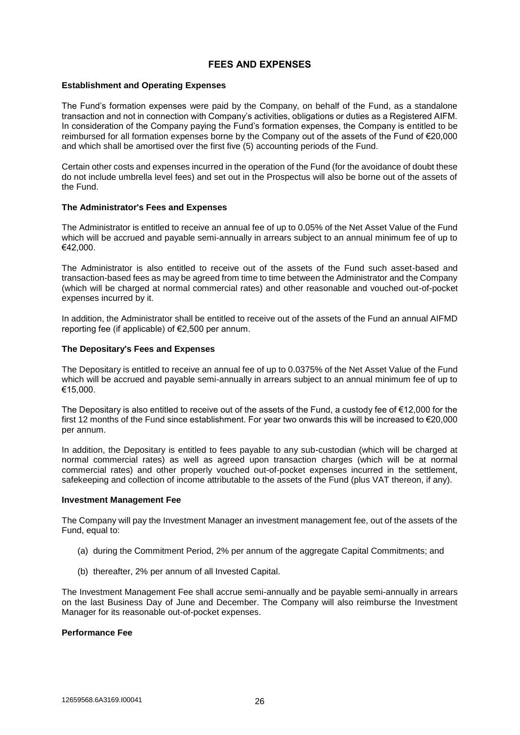## FEES AND EXPENSES

**Establishment and Operating Expenses**

The Fund's formation expenses were paid by the Company, on behalf of the Fund, as a standalone transaction and not in connection with Company's activities, obligations or duties as a Registered AIFM. In consideration of the Company paying the Fund's formation expenses, the Company is entitled to be reimbursed for all formation expenses borne by the Company out of the assets of the Fund of €20,000 and which shall be amortised over the first five (5) accounting periods of the Fund.

Certain other costs and expenses incurred in the operation of the Fund (for the avoidance of doubt these do not include umbrella level fees) and set out in the Prospectus will also be borne out of the assets of the Fund.

**The Administrator's Fees and Expenses**

The Administrator is entitled to receive an annual fee of up to 0.05% of the Net Asset Value of the Fund which will be accrued and payable semi-annually in arrears subject to an annual minimum fee of up to €42,000.

The Administrator is also entitled to receive out of the assets of the Fund such asset-based and transaction-based fees as may be agreed from time to time between the Administrator and the Company (which will be charged at normal commercial rates) and other reasonable and vouched out-of-pocket expenses incurred by it.

In addition, the Administrator shall be entitled to receive out of the assets of the Fund an annual AIFMD reporting fee (if applicable) of €2,500 per annum.

**The Depositary's Fees and Expenses**

The Depositary is entitled to receive an annual fee of up to 0.0375% of the Net Asset Value of the Fund which will be accrued and payable semi-annually in arrears subject to an annual minimum fee of up to €15,000.

The Depositary is also entitled to receive out of the assets of the Fund, a custody fee of €12,000 for the first 12 months of the Fund since establishment. For year two onwards this will be increased to €20,000 per annum.

In addition, the Depositary is entitled to fees payable to any sub-custodian (which will be charged at normal commercial rates) as well as agreed upon transaction charges (which will be at normal commercial rates) and other properly vouched out-of-pocket expenses incurred in the settlement, safekeeping and collection of income attributable to the assets of the Fund (plus VAT thereon, if any).

**Investment Management Fee**

The Company will pay the Investment Manager an investment management fee, out of the assets of the Fund, equal to:

(a) during the Commitment Period, 2% per annum of the aggregate Capital Commitments; and

(b) thereafter, 2% per annum of all Invested Capital.

The Investment Management Fee shall accrue semi-annually and be payable semi-annually in arrears on the last Business Day of June and December. The Company will also reimburse the Investment Manager for its reasonable out-of-pocket expenses.

**Performance Fee**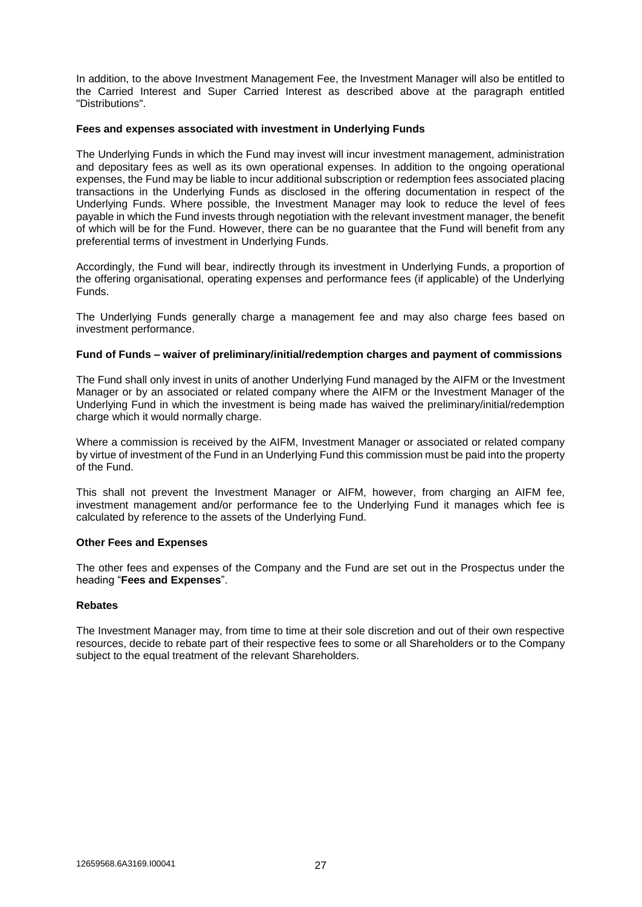In addition, to the above Investment Management Fee, the Investment Manager will also be entitled to the Carried Interest and Super Carried Interest as described above at the paragraph entitled "Distributions".

**Fees and expenses associated with investment in Underlying Funds**

The Underlying Funds in which the Fund may invest will incur investment management, administration and depositary fees as well as its own operational expenses. In addition to the ongoing operational expenses, the Fund may be liable to incur additional subscription or redemption fees associated placing transactions in the Underlying Funds as disclosed in the offering documentation in respect of the Underlying Funds. Where possible, the Investment Manager may look to reduce the level of fees payable in which the Fund invests through negotiation with the relevant investment manager, the benefit of which will be for the Fund. However, there can be no guarantee that the Fund will benefit from any preferential terms of investment in Underlying Funds.

Accordingly, the Fund will bear, indirectly through its investment in Underlying Funds, a proportion of the offering organisational, operating expenses and performance fees (if applicable) of the Underlying Funds.

The Underlying Funds generally charge a management fee and may also charge fees based on investment performance.

**Fund of Funds – waiver of preliminary/initial/redemption charges and payment of commissions**

The Fund shall only invest in units of another Underlying Fund managed by the AIFM or the Investment Manager or by an associated or related company where the AIFM or the Investment Manager of the Underlying Fund in which the investment is being made has waived the preliminary/initial/redemption charge which it would normally charge.

Where a commission is received by the AIFM, Investment Manager or associated or related company by virtue of investment of the Fund in an Underlying Fund this commission must be paid into the property of the Fund.

This shall not prevent the Investment Manager or AIFM, however, from charging an AIFM fee, investment management and/or performance fee to the Underlying Fund it manages which fee is calculated by reference to the assets of the Underlying Fund.

**Other Fees and Expenses**

The other fees and expenses of the Company and the Fund are set out in the Prospectus under the heading "**Fees and Expenses**".

**Rebates**

The Investment Manager may, from time to time at their sole discretion and out of their own respective resources, decide to rebate part of their respective fees to some or all Shareholders or to the Company subject to the equal treatment of the relevant Shareholders.